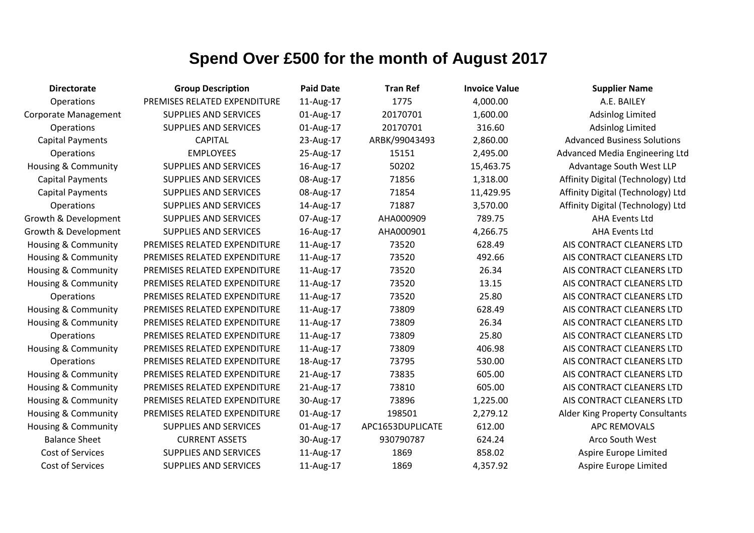# Spend Over £500 for the month of August 2017

| Directorate | Group Description | Paid Date | Tran Ref | Invoice Value | Supplier Name |
|---|---|---|---|---|---|
| Operations | PREMISES RELATED EXPENDITURE | 11-Aug-17 | 1775 | 4,000.00 | A.E. BAILEY |
| Corporate Management | SUPPLIES AND SERVICES | 01-Aug-17 | 20170701 | 1,600.00 | Adsinlog Limited |
| Operations | SUPPLIES AND SERVICES | 01-Aug-17 | 20170701 | 316.60 | Adsinlog Limited |
| Capital Payments | CAPITAL | 23-Aug-17 | ARBK/99043493 | 2,860.00 | Advanced Business Solutions |
| Operations | EMPLOYEES | 25-Aug-17 | 15151 | 2,495.00 | Advanced Media Engineering Ltd |
| Housing & Community | SUPPLIES AND SERVICES | 16-Aug-17 | 50202 | 15,463.75 | Advantage South West LLP |
| Capital Payments | SUPPLIES AND SERVICES | 08-Aug-17 | 71856 | 1,318.00 | Affinity Digital (Technology) Ltd |
| Capital Payments | SUPPLIES AND SERVICES | 08-Aug-17 | 71854 | 11,429.95 | Affinity Digital (Technology) Ltd |
| Operations | SUPPLIES AND SERVICES | 14-Aug-17 | 71887 | 3,570.00 | Affinity Digital (Technology) Ltd |
| Growth & Development | SUPPLIES AND SERVICES | 07-Aug-17 | AHA000909 | 789.75 | AHA Events Ltd |
| Growth & Development | SUPPLIES AND SERVICES | 16-Aug-17 | AHA000901 | 4,266.75 | AHA Events Ltd |
| Housing & Community | PREMISES RELATED EXPENDITURE | 11-Aug-17 | 73520 | 628.49 | AIS CONTRACT CLEANERS LTD |
| Housing & Community | PREMISES RELATED EXPENDITURE | 11-Aug-17 | 73520 | 492.66 | AIS CONTRACT CLEANERS LTD |
| Housing & Community | PREMISES RELATED EXPENDITURE | 11-Aug-17 | 73520 | 26.34 | AIS CONTRACT CLEANERS LTD |
| Housing & Community | PREMISES RELATED EXPENDITURE | 11-Aug-17 | 73520 | 13.15 | AIS CONTRACT CLEANERS LTD |
| Operations | PREMISES RELATED EXPENDITURE | 11-Aug-17 | 73520 | 25.80 | AIS CONTRACT CLEANERS LTD |
| Housing & Community | PREMISES RELATED EXPENDITURE | 11-Aug-17 | 73809 | 628.49 | AIS CONTRACT CLEANERS LTD |
| Housing & Community | PREMISES RELATED EXPENDITURE | 11-Aug-17 | 73809 | 26.34 | AIS CONTRACT CLEANERS LTD |
| Operations | PREMISES RELATED EXPENDITURE | 11-Aug-17 | 73809 | 25.80 | AIS CONTRACT CLEANERS LTD |
| Housing & Community | PREMISES RELATED EXPENDITURE | 11-Aug-17 | 73809 | 406.98 | AIS CONTRACT CLEANERS LTD |
| Operations | PREMISES RELATED EXPENDITURE | 18-Aug-17 | 73795 | 530.00 | AIS CONTRACT CLEANERS LTD |
| Housing & Community | PREMISES RELATED EXPENDITURE | 21-Aug-17 | 73835 | 605.00 | AIS CONTRACT CLEANERS LTD |
| Housing & Community | PREMISES RELATED EXPENDITURE | 21-Aug-17 | 73810 | 605.00 | AIS CONTRACT CLEANERS LTD |
| Housing & Community | PREMISES RELATED EXPENDITURE | 30-Aug-17 | 73896 | 1,225.00 | AIS CONTRACT CLEANERS LTD |
| Housing & Community | PREMISES RELATED EXPENDITURE | 01-Aug-17 | 198501 | 2,279.12 | Alder King Property Consultants |
| Housing & Community | SUPPLIES AND SERVICES | 01-Aug-17 | APC1653DUPLICATE | 612.00 | APC REMOVALS |
| Balance Sheet | CURRENT ASSETS | 30-Aug-17 | 930790787 | 624.24 | Arco South West |
| Cost of Services | SUPPLIES AND SERVICES | 11-Aug-17 | 1869 | 858.02 | Aspire Europe Limited |
| Cost of Services | SUPPLIES AND SERVICES | 11-Aug-17 | 1869 | 4,357.92 | Aspire Europe Limited |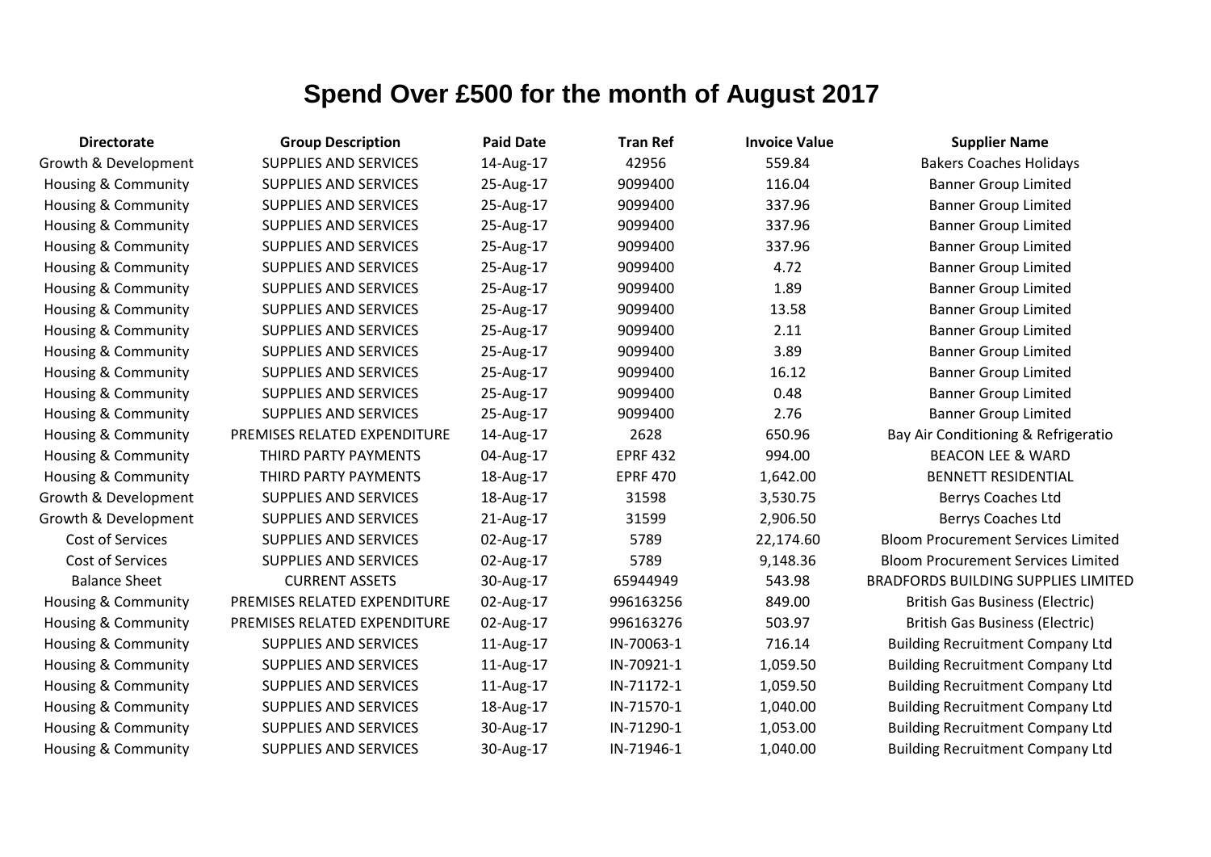# Spend Over £500 for the month of August 2017

| Directorate | Group Description | Paid Date | Tran Ref | Invoice Value | Supplier Name |
|---|---|---|---|---|---|
| Growth & Development | SUPPLIES AND SERVICES | 14-Aug-17 | 42956 | 559.84 | Bakers Coaches Holidays |
| Housing & Community | SUPPLIES AND SERVICES | 25-Aug-17 | 9099400 | 116.04 | Banner Group Limited |
| Housing & Community | SUPPLIES AND SERVICES | 25-Aug-17 | 9099400 | 337.96 | Banner Group Limited |
| Housing & Community | SUPPLIES AND SERVICES | 25-Aug-17 | 9099400 | 337.96 | Banner Group Limited |
| Housing & Community | SUPPLIES AND SERVICES | 25-Aug-17 | 9099400 | 337.96 | Banner Group Limited |
| Housing & Community | SUPPLIES AND SERVICES | 25-Aug-17 | 9099400 | 4.72 | Banner Group Limited |
| Housing & Community | SUPPLIES AND SERVICES | 25-Aug-17 | 9099400 | 1.89 | Banner Group Limited |
| Housing & Community | SUPPLIES AND SERVICES | 25-Aug-17 | 9099400 | 13.58 | Banner Group Limited |
| Housing & Community | SUPPLIES AND SERVICES | 25-Aug-17 | 9099400 | 2.11 | Banner Group Limited |
| Housing & Community | SUPPLIES AND SERVICES | 25-Aug-17 | 9099400 | 3.89 | Banner Group Limited |
| Housing & Community | SUPPLIES AND SERVICES | 25-Aug-17 | 9099400 | 16.12 | Banner Group Limited |
| Housing & Community | SUPPLIES AND SERVICES | 25-Aug-17 | 9099400 | 0.48 | Banner Group Limited |
| Housing & Community | SUPPLIES AND SERVICES | 25-Aug-17 | 9099400 | 2.76 | Banner Group Limited |
| Housing & Community | PREMISES RELATED EXPENDITURE | 14-Aug-17 | 2628 | 650.96 | Bay Air Conditioning & Refrigeratio |
| Housing & Community | THIRD PARTY PAYMENTS | 04-Aug-17 | EPRF 432 | 994.00 | BEACON LEE & WARD |
| Housing & Community | THIRD PARTY PAYMENTS | 18-Aug-17 | EPRF 470 | 1,642.00 | BENNETT RESIDENTIAL |
| Growth & Development | SUPPLIES AND SERVICES | 18-Aug-17 | 31598 | 3,530.75 | Berrys Coaches Ltd |
| Growth & Development | SUPPLIES AND SERVICES | 21-Aug-17 | 31599 | 2,906.50 | Berrys Coaches Ltd |
| Cost of Services | SUPPLIES AND SERVICES | 02-Aug-17 | 5789 | 22,174.60 | Bloom Procurement Services Limited |
| Cost of Services | SUPPLIES AND SERVICES | 02-Aug-17 | 5789 | 9,148.36 | Bloom Procurement Services Limited |
| Balance Sheet | CURRENT ASSETS | 30-Aug-17 | 65944949 | 543.98 | BRADFORDS BUILDING SUPPLIES LIMITED |
| Housing & Community | PREMISES RELATED EXPENDITURE | 02-Aug-17 | 996163256 | 849.00 | British Gas Business (Electric) |
| Housing & Community | PREMISES RELATED EXPENDITURE | 02-Aug-17 | 996163276 | 503.97 | British Gas Business (Electric) |
| Housing & Community | SUPPLIES AND SERVICES | 11-Aug-17 | IN-70063-1 | 716.14 | Building Recruitment Company Ltd |
| Housing & Community | SUPPLIES AND SERVICES | 11-Aug-17 | IN-70921-1 | 1,059.50 | Building Recruitment Company Ltd |
| Housing & Community | SUPPLIES AND SERVICES | 11-Aug-17 | IN-71172-1 | 1,059.50 | Building Recruitment Company Ltd |
| Housing & Community | SUPPLIES AND SERVICES | 18-Aug-17 | IN-71570-1 | 1,040.00 | Building Recruitment Company Ltd |
| Housing & Community | SUPPLIES AND SERVICES | 30-Aug-17 | IN-71290-1 | 1,053.00 | Building Recruitment Company Ltd |
| Housing & Community | SUPPLIES AND SERVICES | 30-Aug-17 | IN-71946-1 | 1,040.00 | Building Recruitment Company Ltd |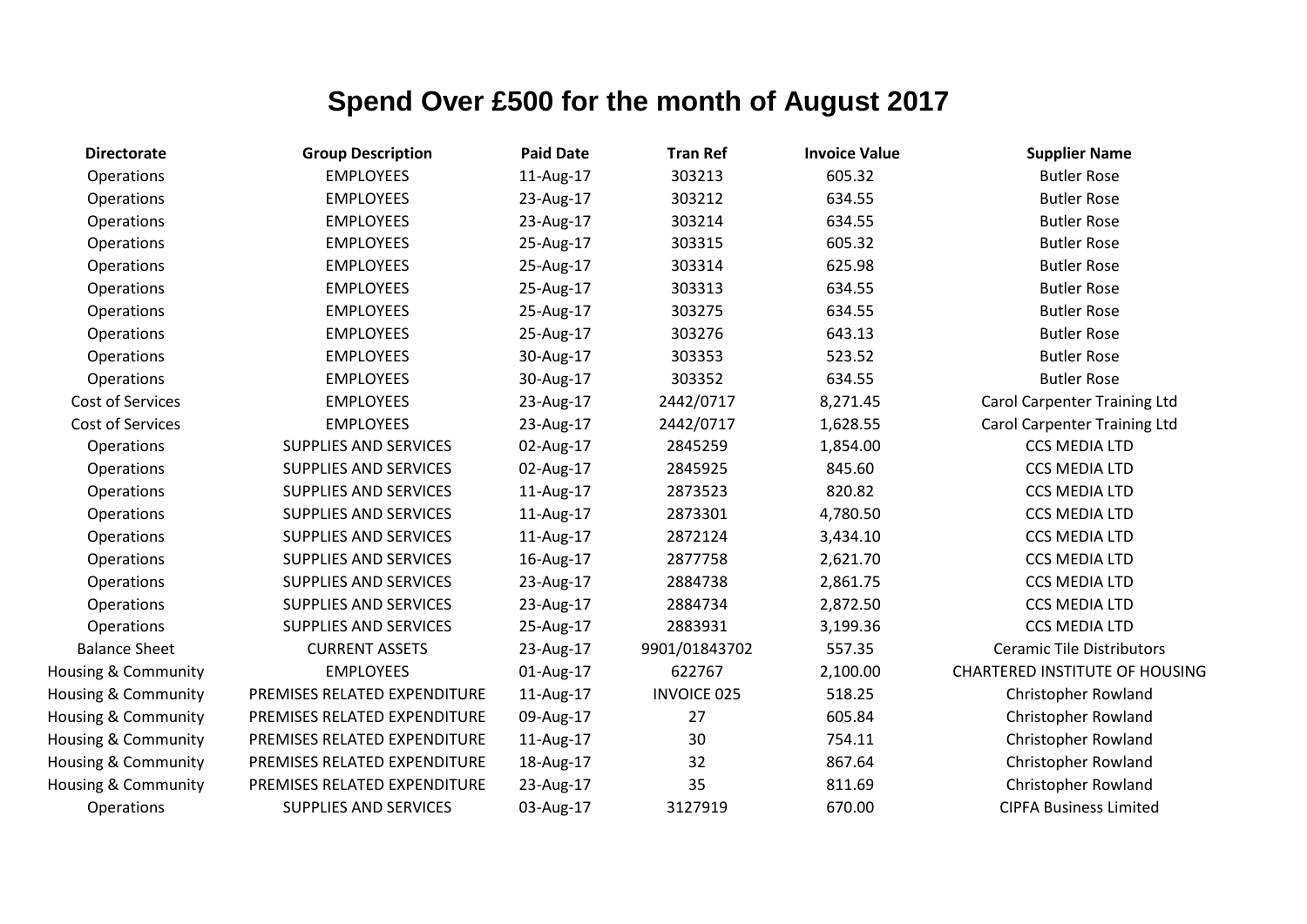# Spend Over £500 for the month of August 2017

| Directorate | Group Description | Paid Date | Tran Ref | Invoice Value | Supplier Name |
|---|---|---|---|---|---|
| Operations | EMPLOYEES | 11-Aug-17 | 303213 | 605.32 | Butler Rose |
| Operations | EMPLOYEES | 23-Aug-17 | 303212 | 634.55 | Butler Rose |
| Operations | EMPLOYEES | 23-Aug-17 | 303214 | 634.55 | Butler Rose |
| Operations | EMPLOYEES | 25-Aug-17 | 303315 | 605.32 | Butler Rose |
| Operations | EMPLOYEES | 25-Aug-17 | 303314 | 625.98 | Butler Rose |
| Operations | EMPLOYEES | 25-Aug-17 | 303313 | 634.55 | Butler Rose |
| Operations | EMPLOYEES | 25-Aug-17 | 303275 | 634.55 | Butler Rose |
| Operations | EMPLOYEES | 25-Aug-17 | 303276 | 643.13 | Butler Rose |
| Operations | EMPLOYEES | 30-Aug-17 | 303353 | 523.52 | Butler Rose |
| Operations | EMPLOYEES | 30-Aug-17 | 303352 | 634.55 | Butler Rose |
| Cost of Services | EMPLOYEES | 23-Aug-17 | 2442/0717 | 8,271.45 | Carol Carpenter Training Ltd |
| Cost of Services | EMPLOYEES | 23-Aug-17 | 2442/0717 | 1,628.55 | Carol Carpenter Training Ltd |
| Operations | SUPPLIES AND SERVICES | 02-Aug-17 | 2845259 | 1,854.00 | CCS MEDIA LTD |
| Operations | SUPPLIES AND SERVICES | 02-Aug-17 | 2845925 | 845.60 | CCS MEDIA LTD |
| Operations | SUPPLIES AND SERVICES | 11-Aug-17 | 2873523 | 820.82 | CCS MEDIA LTD |
| Operations | SUPPLIES AND SERVICES | 11-Aug-17 | 2873301 | 4,780.50 | CCS MEDIA LTD |
| Operations | SUPPLIES AND SERVICES | 11-Aug-17 | 2872124 | 3,434.10 | CCS MEDIA LTD |
| Operations | SUPPLIES AND SERVICES | 16-Aug-17 | 2877758 | 2,621.70 | CCS MEDIA LTD |
| Operations | SUPPLIES AND SERVICES | 23-Aug-17 | 2884738 | 2,861.75 | CCS MEDIA LTD |
| Operations | SUPPLIES AND SERVICES | 23-Aug-17 | 2884734 | 2,872.50 | CCS MEDIA LTD |
| Operations | SUPPLIES AND SERVICES | 25-Aug-17 | 2883931 | 3,199.36 | CCS MEDIA LTD |
| Balance Sheet | CURRENT ASSETS | 23-Aug-17 | 9901/01843702 | 557.35 | Ceramic Tile Distributors |
| Housing & Community | EMPLOYEES | 01-Aug-17 | 622767 | 2,100.00 | CHARTERED INSTITUTE OF HOUSING |
| Housing & Community | PREMISES RELATED EXPENDITURE | 11-Aug-17 | INVOICE 025 | 518.25 | Christopher Rowland |
| Housing & Community | PREMISES RELATED EXPENDITURE | 09-Aug-17 | 27 | 605.84 | Christopher Rowland |
| Housing & Community | PREMISES RELATED EXPENDITURE | 11-Aug-17 | 30 | 754.11 | Christopher Rowland |
| Housing & Community | PREMISES RELATED EXPENDITURE | 18-Aug-17 | 32 | 867.64 | Christopher Rowland |
| Housing & Community | PREMISES RELATED EXPENDITURE | 23-Aug-17 | 35 | 811.69 | Christopher Rowland |
| Operations | SUPPLIES AND SERVICES | 03-Aug-17 | 3127919 | 670.00 | CIPFA Business Limited |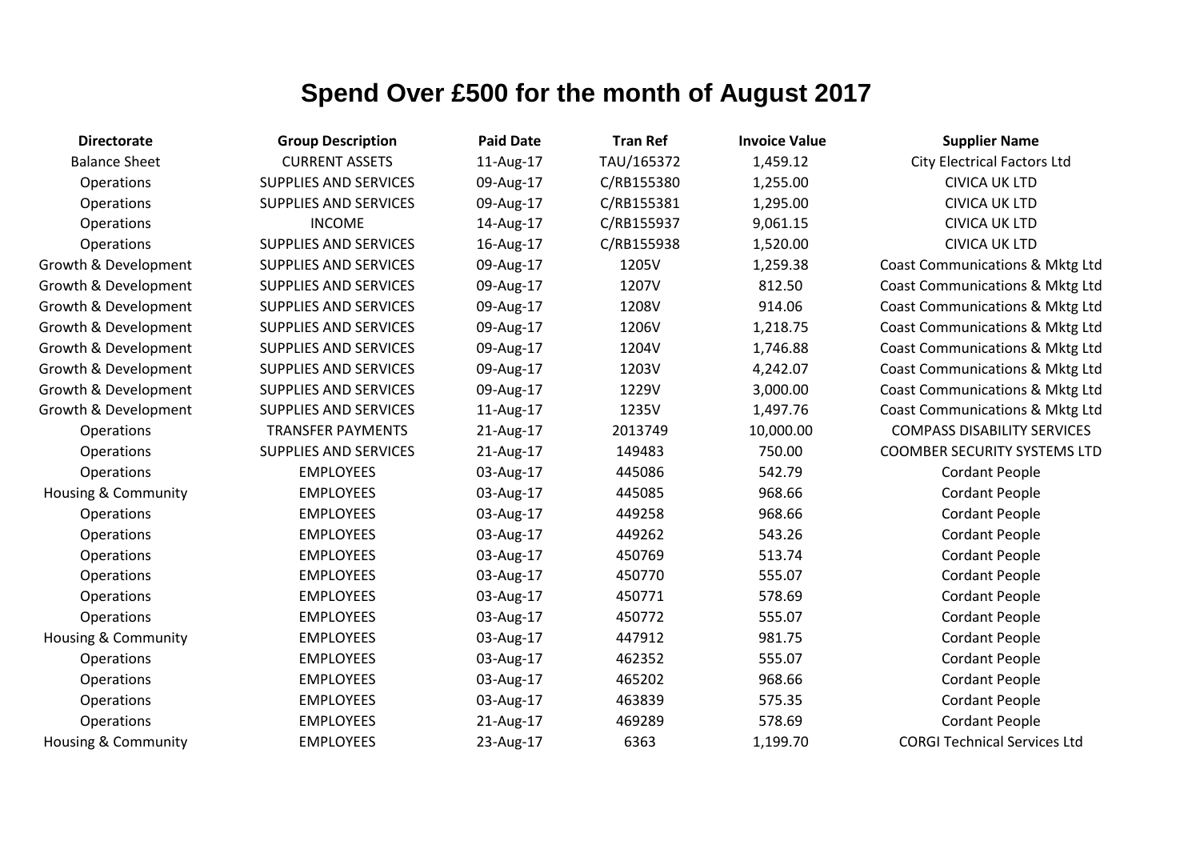# Spend Over £500 for the month of August 2017

| Directorate | Group Description | Paid Date | Tran Ref | Invoice Value | Supplier Name |
|---|---|---|---|---|---|
| Balance Sheet | CURRENT ASSETS | 11-Aug-17 | TAU/165372 | 1,459.12 | City Electrical Factors Ltd |
| Operations | SUPPLIES AND SERVICES | 09-Aug-17 | C/RB155380 | 1,255.00 | CIVICA UK LTD |
| Operations | SUPPLIES AND SERVICES | 09-Aug-17 | C/RB155381 | 1,295.00 | CIVICA UK LTD |
| Operations | INCOME | 14-Aug-17 | C/RB155937 | 9,061.15 | CIVICA UK LTD |
| Operations | SUPPLIES AND SERVICES | 16-Aug-17 | C/RB155938 | 1,520.00 | CIVICA UK LTD |
| Growth & Development | SUPPLIES AND SERVICES | 09-Aug-17 | 1205V | 1,259.38 | Coast Communications & Mktg Ltd |
| Growth & Development | SUPPLIES AND SERVICES | 09-Aug-17 | 1207V | 812.50 | Coast Communications & Mktg Ltd |
| Growth & Development | SUPPLIES AND SERVICES | 09-Aug-17 | 1208V | 914.06 | Coast Communications & Mktg Ltd |
| Growth & Development | SUPPLIES AND SERVICES | 09-Aug-17 | 1206V | 1,218.75 | Coast Communications & Mktg Ltd |
| Growth & Development | SUPPLIES AND SERVICES | 09-Aug-17 | 1204V | 1,746.88 | Coast Communications & Mktg Ltd |
| Growth & Development | SUPPLIES AND SERVICES | 09-Aug-17 | 1203V | 4,242.07 | Coast Communications & Mktg Ltd |
| Growth & Development | SUPPLIES AND SERVICES | 09-Aug-17 | 1229V | 3,000.00 | Coast Communications & Mktg Ltd |
| Growth & Development | SUPPLIES AND SERVICES | 11-Aug-17 | 1235V | 1,497.76 | Coast Communications & Mktg Ltd |
| Operations | TRANSFER PAYMENTS | 21-Aug-17 | 2013749 | 10,000.00 | COMPASS DISABILITY SERVICES |
| Operations | SUPPLIES AND SERVICES | 21-Aug-17 | 149483 | 750.00 | COOMBER SECURITY SYSTEMS LTD |
| Operations | EMPLOYEES | 03-Aug-17 | 445086 | 542.79 | Cordant People |
| Housing & Community | EMPLOYEES | 03-Aug-17 | 445085 | 968.66 | Cordant People |
| Operations | EMPLOYEES | 03-Aug-17 | 449258 | 968.66 | Cordant People |
| Operations | EMPLOYEES | 03-Aug-17 | 449262 | 543.26 | Cordant People |
| Operations | EMPLOYEES | 03-Aug-17 | 450769 | 513.74 | Cordant People |
| Operations | EMPLOYEES | 03-Aug-17 | 450770 | 555.07 | Cordant People |
| Operations | EMPLOYEES | 03-Aug-17 | 450771 | 578.69 | Cordant People |
| Operations | EMPLOYEES | 03-Aug-17 | 450772 | 555.07 | Cordant People |
| Housing & Community | EMPLOYEES | 03-Aug-17 | 447912 | 981.75 | Cordant People |
| Operations | EMPLOYEES | 03-Aug-17 | 462352 | 555.07 | Cordant People |
| Operations | EMPLOYEES | 03-Aug-17 | 465202 | 968.66 | Cordant People |
| Operations | EMPLOYEES | 03-Aug-17 | 463839 | 575.35 | Cordant People |
| Operations | EMPLOYEES | 21-Aug-17 | 469289 | 578.69 | Cordant People |
| Housing & Community | EMPLOYEES | 23-Aug-17 | 6363 | 1,199.70 | CORGI Technical Services Ltd |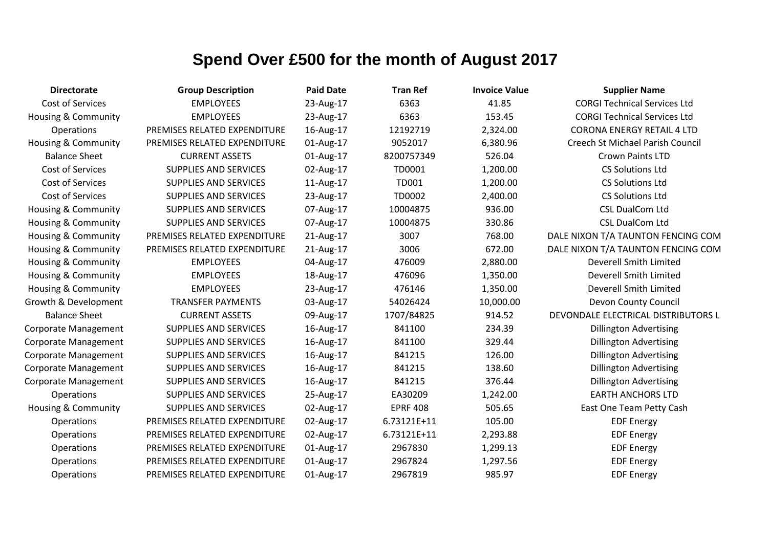# Spend Over £500 for the month of August 2017

| Directorate | Group Description | Paid Date | Tran Ref | Invoice Value | Supplier Name |
|---|---|---|---|---|---|
| Cost of Services | EMPLOYEES | 23-Aug-17 | 6363 | 41.85 | CORGI Technical Services Ltd |
| Housing & Community | EMPLOYEES | 23-Aug-17 | 6363 | 153.45 | CORGI Technical Services Ltd |
| Operations | PREMISES RELATED EXPENDITURE | 16-Aug-17 | 12192719 | 2,324.00 | CORONA ENERGY RETAIL 4 LTD |
| Housing & Community | PREMISES RELATED EXPENDITURE | 01-Aug-17 | 9052017 | 6,380.96 | Creech St Michael Parish Council |
| Balance Sheet | CURRENT ASSETS | 01-Aug-17 | 8200757349 | 526.04 | Crown Paints LTD |
| Cost of Services | SUPPLIES AND SERVICES | 02-Aug-17 | TD0001 | 1,200.00 | CS Solutions Ltd |
| Cost of Services | SUPPLIES AND SERVICES | 11-Aug-17 | TD001 | 1,200.00 | CS Solutions Ltd |
| Cost of Services | SUPPLIES AND SERVICES | 23-Aug-17 | TD0002 | 2,400.00 | CS Solutions Ltd |
| Housing & Community | SUPPLIES AND SERVICES | 07-Aug-17 | 10004875 | 936.00 | CSL DualCom Ltd |
| Housing & Community | SUPPLIES AND SERVICES | 07-Aug-17 | 10004875 | 330.86 | CSL DualCom Ltd |
| Housing & Community | PREMISES RELATED EXPENDITURE | 21-Aug-17 | 3007 | 768.00 | DALE NIXON T/A TAUNTON FENCING COM |
| Housing & Community | PREMISES RELATED EXPENDITURE | 21-Aug-17 | 3006 | 672.00 | DALE NIXON T/A TAUNTON FENCING COM |
| Housing & Community | EMPLOYEES | 04-Aug-17 | 476009 | 2,880.00 | Deverell Smith Limited |
| Housing & Community | EMPLOYEES | 18-Aug-17 | 476096 | 1,350.00 | Deverell Smith Limited |
| Housing & Community | EMPLOYEES | 23-Aug-17 | 476146 | 1,350.00 | Deverell Smith Limited |
| Growth & Development | TRANSFER PAYMENTS | 03-Aug-17 | 54026424 | 10,000.00 | Devon County Council |
| Balance Sheet | CURRENT ASSETS | 09-Aug-17 | 1707/84825 | 914.52 | DEVONDALE ELECTRICAL DISTRIBUTORS L |
| Corporate Management | SUPPLIES AND SERVICES | 16-Aug-17 | 841100 | 234.39 | Dillington Advertising |
| Corporate Management | SUPPLIES AND SERVICES | 16-Aug-17 | 841100 | 329.44 | Dillington Advertising |
| Corporate Management | SUPPLIES AND SERVICES | 16-Aug-17 | 841215 | 126.00 | Dillington Advertising |
| Corporate Management | SUPPLIES AND SERVICES | 16-Aug-17 | 841215 | 138.60 | Dillington Advertising |
| Corporate Management | SUPPLIES AND SERVICES | 16-Aug-17 | 841215 | 376.44 | Dillington Advertising |
| Operations | SUPPLIES AND SERVICES | 25-Aug-17 | EA30209 | 1,242.00 | EARTH ANCHORS LTD |
| Housing & Community | SUPPLIES AND SERVICES | 02-Aug-17 | EPRF 408 | 505.65 | East One Team Petty Cash |
| Operations | PREMISES RELATED EXPENDITURE | 02-Aug-17 | 6.73121E+11 | 105.00 | EDF Energy |
| Operations | PREMISES RELATED EXPENDITURE | 02-Aug-17 | 6.73121E+11 | 2,293.88 | EDF Energy |
| Operations | PREMISES RELATED EXPENDITURE | 01-Aug-17 | 2967830 | 1,299.13 | EDF Energy |
| Operations | PREMISES RELATED EXPENDITURE | 01-Aug-17 | 2967824 | 1,297.56 | EDF Energy |
| Operations | PREMISES RELATED EXPENDITURE | 01-Aug-17 | 2967819 | 985.97 | EDF Energy |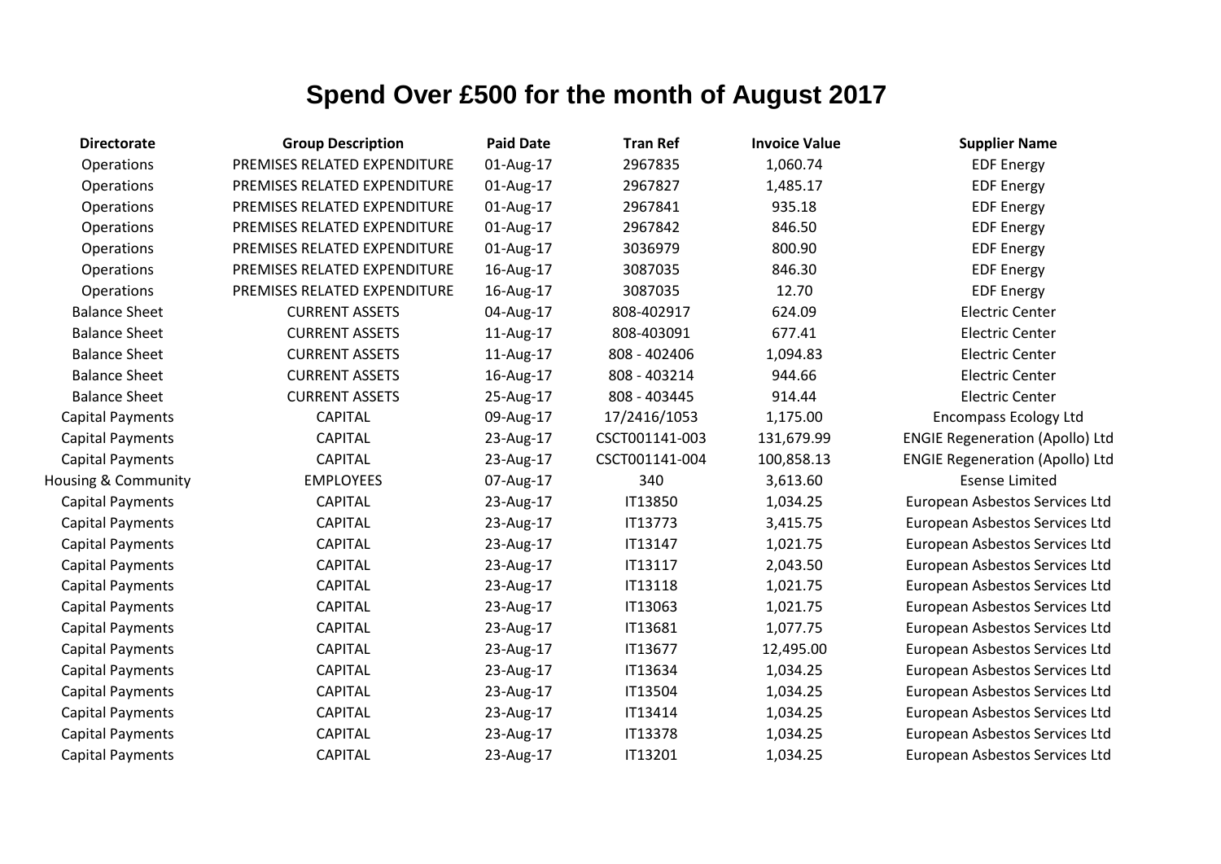# Spend Over £500 for the month of August 2017

| Directorate | Group Description | Paid Date | Tran Ref | Invoice Value | Supplier Name |
|---|---|---|---|---|---|
| Operations | PREMISES RELATED EXPENDITURE | 01-Aug-17 | 2967835 | 1,060.74 | EDF Energy |
| Operations | PREMISES RELATED EXPENDITURE | 01-Aug-17 | 2967827 | 1,485.17 | EDF Energy |
| Operations | PREMISES RELATED EXPENDITURE | 01-Aug-17 | 2967841 | 935.18 | EDF Energy |
| Operations | PREMISES RELATED EXPENDITURE | 01-Aug-17 | 2967842 | 846.50 | EDF Energy |
| Operations | PREMISES RELATED EXPENDITURE | 01-Aug-17 | 3036979 | 800.90 | EDF Energy |
| Operations | PREMISES RELATED EXPENDITURE | 16-Aug-17 | 3087035 | 846.30 | EDF Energy |
| Operations | PREMISES RELATED EXPENDITURE | 16-Aug-17 | 3087035 | 12.70 | EDF Energy |
| Balance Sheet | CURRENT ASSETS | 04-Aug-17 | 808-402917 | 624.09 | Electric Center |
| Balance Sheet | CURRENT ASSETS | 11-Aug-17 | 808-403091 | 677.41 | Electric Center |
| Balance Sheet | CURRENT ASSETS | 11-Aug-17 | 808 - 402406 | 1,094.83 | Electric Center |
| Balance Sheet | CURRENT ASSETS | 16-Aug-17 | 808 - 403214 | 944.66 | Electric Center |
| Balance Sheet | CURRENT ASSETS | 25-Aug-17 | 808 - 403445 | 914.44 | Electric Center |
| Capital Payments | CAPITAL | 09-Aug-17 | 17/2416/1053 | 1,175.00 | Encompass Ecology Ltd |
| Capital Payments | CAPITAL | 23-Aug-17 | CSCT001141-003 | 131,679.99 | ENGIE Regeneration (Apollo) Ltd |
| Capital Payments | CAPITAL | 23-Aug-17 | CSCT001141-004 | 100,858.13 | ENGIE Regeneration (Apollo) Ltd |
| Housing & Community | EMPLOYEES | 07-Aug-17 | 340 | 3,613.60 | Esense Limited |
| Capital Payments | CAPITAL | 23-Aug-17 | IT13850 | 1,034.25 | European Asbestos Services Ltd |
| Capital Payments | CAPITAL | 23-Aug-17 | IT13773 | 3,415.75 | European Asbestos Services Ltd |
| Capital Payments | CAPITAL | 23-Aug-17 | IT13147 | 1,021.75 | European Asbestos Services Ltd |
| Capital Payments | CAPITAL | 23-Aug-17 | IT13117 | 2,043.50 | European Asbestos Services Ltd |
| Capital Payments | CAPITAL | 23-Aug-17 | IT13118 | 1,021.75 | European Asbestos Services Ltd |
| Capital Payments | CAPITAL | 23-Aug-17 | IT13063 | 1,021.75 | European Asbestos Services Ltd |
| Capital Payments | CAPITAL | 23-Aug-17 | IT13681 | 1,077.75 | European Asbestos Services Ltd |
| Capital Payments | CAPITAL | 23-Aug-17 | IT13677 | 12,495.00 | European Asbestos Services Ltd |
| Capital Payments | CAPITAL | 23-Aug-17 | IT13634 | 1,034.25 | European Asbestos Services Ltd |
| Capital Payments | CAPITAL | 23-Aug-17 | IT13504 | 1,034.25 | European Asbestos Services Ltd |
| Capital Payments | CAPITAL | 23-Aug-17 | IT13414 | 1,034.25 | European Asbestos Services Ltd |
| Capital Payments | CAPITAL | 23-Aug-17 | IT13378 | 1,034.25 | European Asbestos Services Ltd |
| Capital Payments | CAPITAL | 23-Aug-17 | IT13201 | 1,034.25 | European Asbestos Services Ltd |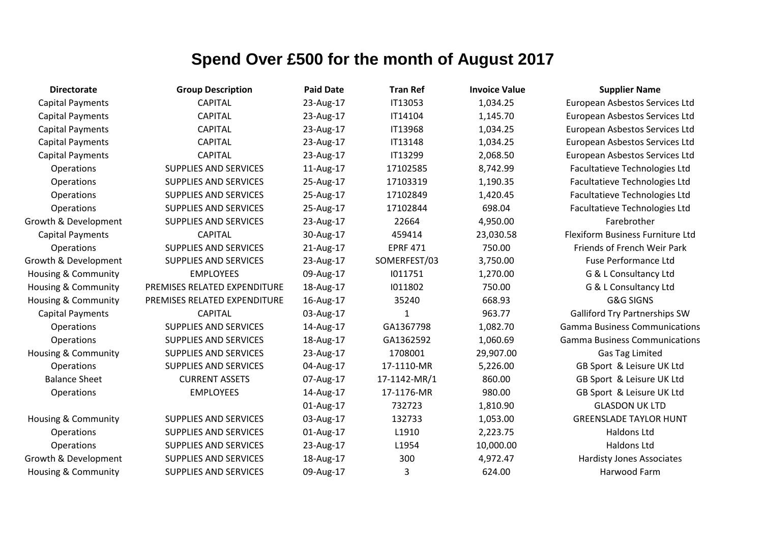# Spend Over £500 for the month of August 2017

| Directorate | Group Description | Paid Date | Tran Ref | Invoice Value | Supplier Name |
|---|---|---|---|---|---|
| Capital Payments | CAPITAL | 23-Aug-17 | IT13053 | 1,034.25 | European Asbestos Services Ltd |
| Capital Payments | CAPITAL | 23-Aug-17 | IT14104 | 1,145.70 | European Asbestos Services Ltd |
| Capital Payments | CAPITAL | 23-Aug-17 | IT13968 | 1,034.25 | European Asbestos Services Ltd |
| Capital Payments | CAPITAL | 23-Aug-17 | IT13148 | 1,034.25 | European Asbestos Services Ltd |
| Capital Payments | CAPITAL | 23-Aug-17 | IT13299 | 2,068.50 | European Asbestos Services Ltd |
| Operations | SUPPLIES AND SERVICES | 11-Aug-17 | 17102585 | 8,742.99 | Facultatieve Technologies Ltd |
| Operations | SUPPLIES AND SERVICES | 25-Aug-17 | 17103319 | 1,190.35 | Facultatieve Technologies Ltd |
| Operations | SUPPLIES AND SERVICES | 25-Aug-17 | 17102849 | 1,420.45 | Facultatieve Technologies Ltd |
| Operations | SUPPLIES AND SERVICES | 25-Aug-17 | 17102844 | 698.04 | Facultatieve Technologies Ltd |
| Growth & Development | SUPPLIES AND SERVICES | 23-Aug-17 | 22664 | 4,950.00 | Farebrother |
| Capital Payments | CAPITAL | 30-Aug-17 | 459414 | 23,030.58 | Flexiform Business Furniture Ltd |
| Operations | SUPPLIES AND SERVICES | 21-Aug-17 | EPRF 471 | 750.00 | Friends of French Weir Park |
| Growth & Development | SUPPLIES AND SERVICES | 23-Aug-17 | SOMERFEST/03 | 3,750.00 | Fuse Performance Ltd |
| Housing & Community | EMPLOYEES | 09-Aug-17 | I011751 | 1,270.00 | G & L Consultancy Ltd |
| Housing & Community | PREMISES RELATED EXPENDITURE | 18-Aug-17 | I011802 | 750.00 | G & L Consultancy Ltd |
| Housing & Community | PREMISES RELATED EXPENDITURE | 16-Aug-17 | 35240 | 668.93 | G&G SIGNS |
| Capital Payments | CAPITAL | 03-Aug-17 | 1 | 963.77 | Galliford Try Partnerships SW |
| Operations | SUPPLIES AND SERVICES | 14-Aug-17 | GA1367798 | 1,082.70 | Gamma Business Communications |
| Operations | SUPPLIES AND SERVICES | 18-Aug-17 | GA1362592 | 1,060.69 | Gamma Business Communications |
| Housing & Community | SUPPLIES AND SERVICES | 23-Aug-17 | 1708001 | 29,907.00 | Gas Tag Limited |
| Operations | SUPPLIES AND SERVICES | 04-Aug-17 | 17-1110-MR | 5,226.00 | GB Sport & Leisure UK Ltd |
| Balance Sheet | CURRENT ASSETS | 07-Aug-17 | 17-1142-MR/1 | 860.00 | GB Sport & Leisure UK Ltd |
| Operations | EMPLOYEES | 14-Aug-17 | 17-1176-MR | 980.00 | GB Sport & Leisure UK Ltd |
| | | 01-Aug-17 | 732723 | 1,810.90 | GLASDON UK LTD |
| Housing & Community | SUPPLIES AND SERVICES | 03-Aug-17 | 132733 | 1,053.00 | GREENSLADE TAYLOR HUNT |
| Operations | SUPPLIES AND SERVICES | 01-Aug-17 | L1910 | 2,223.75 | Haldons Ltd |
| Operations | SUPPLIES AND SERVICES | 23-Aug-17 | L1954 | 10,000.00 | Haldons Ltd |
| Growth & Development | SUPPLIES AND SERVICES | 18-Aug-17 | 300 | 4,972.47 | Hardisty Jones Associates |
| Housing & Community | SUPPLIES AND SERVICES | 09-Aug-17 | 3 | 624.00 | Harwood Farm |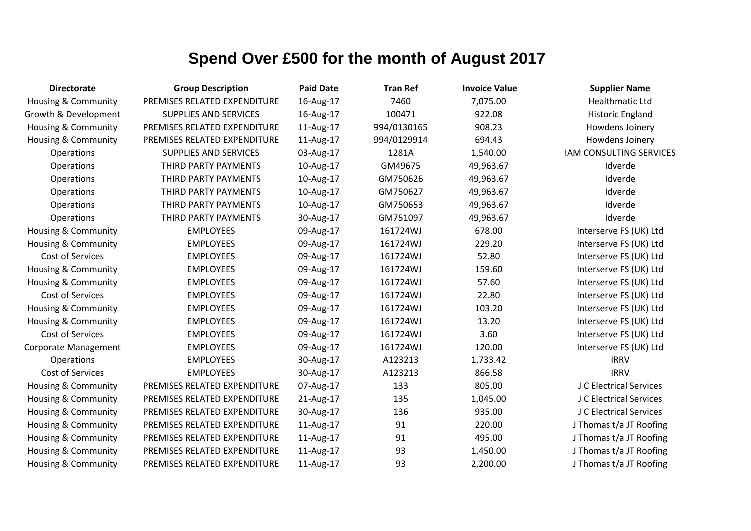# Spend Over £500 for the month of August 2017

| Directorate | Group Description | Paid Date | Tran Ref | Invoice Value | Supplier Name |
|---|---|---|---|---|---|
| Housing & Community | PREMISES RELATED EXPENDITURE | 16-Aug-17 | 7460 | 7,075.00 | Healthmatic Ltd |
| Growth & Development | SUPPLIES AND SERVICES | 16-Aug-17 | 100471 | 922.08 | Historic England |
| Housing & Community | PREMISES RELATED EXPENDITURE | 11-Aug-17 | 994/0130165 | 908.23 | Howdens Joinery |
| Housing & Community | PREMISES RELATED EXPENDITURE | 11-Aug-17 | 994/0129914 | 694.43 | Howdens Joinery |
| Operations | SUPPLIES AND SERVICES | 03-Aug-17 | 1281A | 1,540.00 | IAM CONSULTING SERVICES |
| Operations | THIRD PARTY PAYMENTS | 10-Aug-17 | GM49675 | 49,963.67 | Idverde |
| Operations | THIRD PARTY PAYMENTS | 10-Aug-17 | GM750626 | 49,963.67 | Idverde |
| Operations | THIRD PARTY PAYMENTS | 10-Aug-17 | GM750627 | 49,963.67 | Idverde |
| Operations | THIRD PARTY PAYMENTS | 10-Aug-17 | GM750653 | 49,963.67 | Idverde |
| Operations | THIRD PARTY PAYMENTS | 30-Aug-17 | GM751097 | 49,963.67 | Idverde |
| Housing & Community | EMPLOYEES | 09-Aug-17 | 161724WJ | 678.00 | Interserve FS (UK) Ltd |
| Housing & Community | EMPLOYEES | 09-Aug-17 | 161724WJ | 229.20 | Interserve FS (UK) Ltd |
| Cost of Services | EMPLOYEES | 09-Aug-17 | 161724WJ | 52.80 | Interserve FS (UK) Ltd |
| Housing & Community | EMPLOYEES | 09-Aug-17 | 161724WJ | 159.60 | Interserve FS (UK) Ltd |
| Housing & Community | EMPLOYEES | 09-Aug-17 | 161724WJ | 57.60 | Interserve FS (UK) Ltd |
| Cost of Services | EMPLOYEES | 09-Aug-17 | 161724WJ | 22.80 | Interserve FS (UK) Ltd |
| Housing & Community | EMPLOYEES | 09-Aug-17 | 161724WJ | 103.20 | Interserve FS (UK) Ltd |
| Housing & Community | EMPLOYEES | 09-Aug-17 | 161724WJ | 13.20 | Interserve FS (UK) Ltd |
| Cost of Services | EMPLOYEES | 09-Aug-17 | 161724WJ | 3.60 | Interserve FS (UK) Ltd |
| Corporate Management | EMPLOYEES | 09-Aug-17 | 161724WJ | 120.00 | Interserve FS (UK) Ltd |
| Operations | EMPLOYEES | 30-Aug-17 | A123213 | 1,733.42 | IRRV |
| Cost of Services | EMPLOYEES | 30-Aug-17 | A123213 | 866.58 | IRRV |
| Housing & Community | PREMISES RELATED EXPENDITURE | 07-Aug-17 | 133 | 805.00 | J C Electrical Services |
| Housing & Community | PREMISES RELATED EXPENDITURE | 21-Aug-17 | 135 | 1,045.00 | J C Electrical Services |
| Housing & Community | PREMISES RELATED EXPENDITURE | 30-Aug-17 | 136 | 935.00 | J C Electrical Services |
| Housing & Community | PREMISES RELATED EXPENDITURE | 11-Aug-17 | 91 | 220.00 | J Thomas t/a JT Roofing |
| Housing & Community | PREMISES RELATED EXPENDITURE | 11-Aug-17 | 91 | 495.00 | J Thomas t/a JT Roofing |
| Housing & Community | PREMISES RELATED EXPENDITURE | 11-Aug-17 | 93 | 1,450.00 | J Thomas t/a JT Roofing |
| Housing & Community | PREMISES RELATED EXPENDITURE | 11-Aug-17 | 93 | 2,200.00 | J Thomas t/a JT Roofing |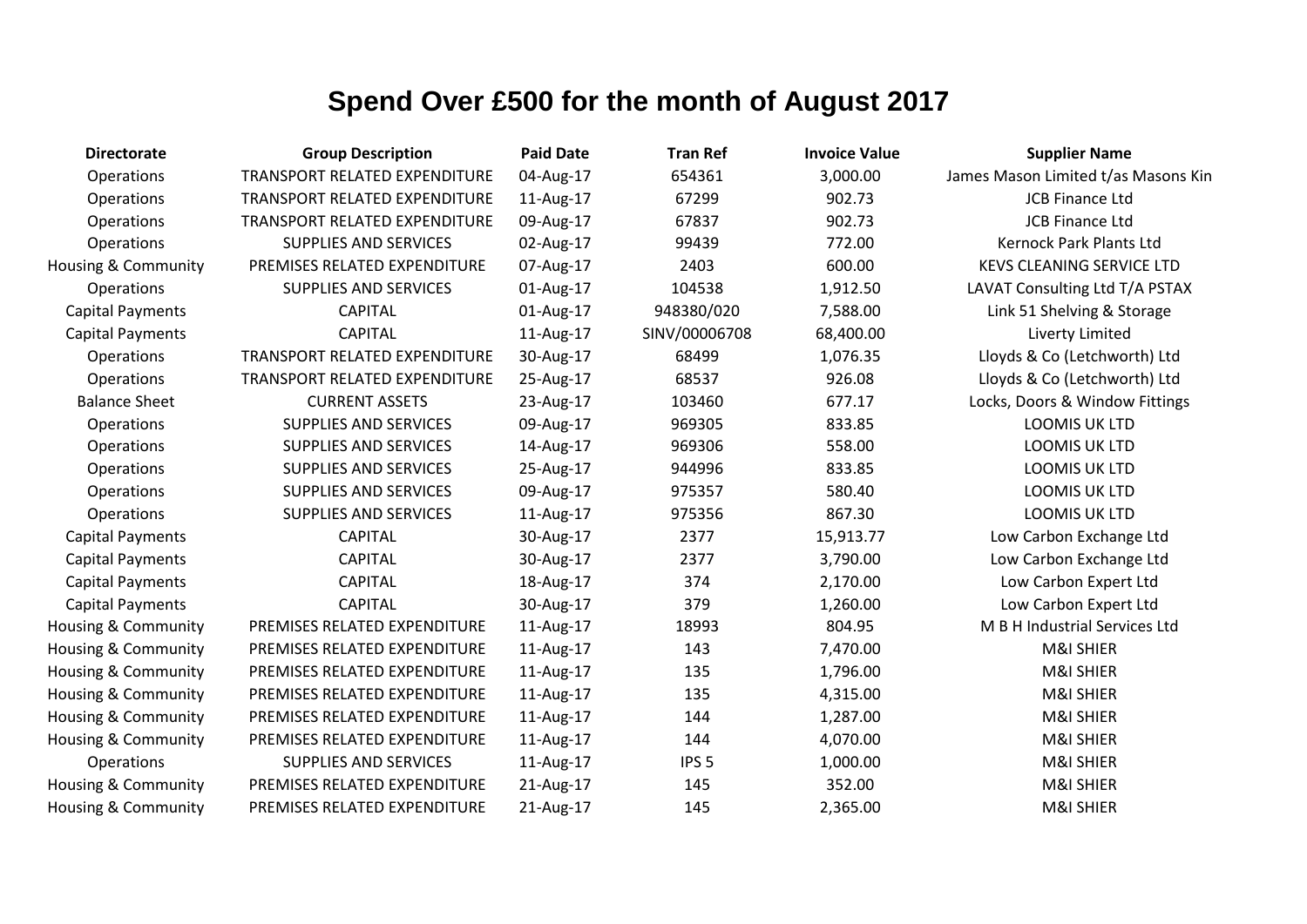# Spend Over £500 for the month of August 2017

| Directorate | Group Description | Paid Date | Tran Ref | Invoice Value | Supplier Name |
|---|---|---|---|---|---|
| Operations | TRANSPORT RELATED EXPENDITURE | 04-Aug-17 | 654361 | 3,000.00 | James Mason Limited t/as Masons Kin |
| Operations | TRANSPORT RELATED EXPENDITURE | 11-Aug-17 | 67299 | 902.73 | JCB Finance Ltd |
| Operations | TRANSPORT RELATED EXPENDITURE | 09-Aug-17 | 67837 | 902.73 | JCB Finance Ltd |
| Operations | SUPPLIES AND SERVICES | 02-Aug-17 | 99439 | 772.00 | Kernock Park Plants Ltd |
| Housing & Community | PREMISES RELATED EXPENDITURE | 07-Aug-17 | 2403 | 600.00 | KEVS CLEANING SERVICE LTD |
| Operations | SUPPLIES AND SERVICES | 01-Aug-17 | 104538 | 1,912.50 | LAVAT Consulting Ltd T/A PSTAX |
| Capital Payments | CAPITAL | 01-Aug-17 | 948380/020 | 7,588.00 | Link 51 Shelving & Storage |
| Capital Payments | CAPITAL | 11-Aug-17 | SINV/00006708 | 68,400.00 | Liverty Limited |
| Operations | TRANSPORT RELATED EXPENDITURE | 30-Aug-17 | 68499 | 1,076.35 | Lloyds & Co (Letchworth) Ltd |
| Operations | TRANSPORT RELATED EXPENDITURE | 25-Aug-17 | 68537 | 926.08 | Lloyds & Co (Letchworth) Ltd |
| Balance Sheet | CURRENT ASSETS | 23-Aug-17 | 103460 | 677.17 | Locks, Doors & Window Fittings |
| Operations | SUPPLIES AND SERVICES | 09-Aug-17 | 969305 | 833.85 | LOOMIS UK LTD |
| Operations | SUPPLIES AND SERVICES | 14-Aug-17 | 969306 | 558.00 | LOOMIS UK LTD |
| Operations | SUPPLIES AND SERVICES | 25-Aug-17 | 944996 | 833.85 | LOOMIS UK LTD |
| Operations | SUPPLIES AND SERVICES | 09-Aug-17 | 975357 | 580.40 | LOOMIS UK LTD |
| Operations | SUPPLIES AND SERVICES | 11-Aug-17 | 975356 | 867.30 | LOOMIS UK LTD |
| Capital Payments | CAPITAL | 30-Aug-17 | 2377 | 15,913.77 | Low Carbon Exchange Ltd |
| Capital Payments | CAPITAL | 30-Aug-17 | 2377 | 3,790.00 | Low Carbon Exchange Ltd |
| Capital Payments | CAPITAL | 18-Aug-17 | 374 | 2,170.00 | Low Carbon Expert Ltd |
| Capital Payments | CAPITAL | 30-Aug-17 | 379 | 1,260.00 | Low Carbon Expert Ltd |
| Housing & Community | PREMISES RELATED EXPENDITURE | 11-Aug-17 | 18993 | 804.95 | M B H Industrial Services Ltd |
| Housing & Community | PREMISES RELATED EXPENDITURE | 11-Aug-17 | 143 | 7,470.00 | M&I SHIER |
| Housing & Community | PREMISES RELATED EXPENDITURE | 11-Aug-17 | 135 | 1,796.00 | M&I SHIER |
| Housing & Community | PREMISES RELATED EXPENDITURE | 11-Aug-17 | 135 | 4,315.00 | M&I SHIER |
| Housing & Community | PREMISES RELATED EXPENDITURE | 11-Aug-17 | 144 | 1,287.00 | M&I SHIER |
| Housing & Community | PREMISES RELATED EXPENDITURE | 11-Aug-17 | 144 | 4,070.00 | M&I SHIER |
| Operations | SUPPLIES AND SERVICES | 11-Aug-17 | IPS 5 | 1,000.00 | M&I SHIER |
| Housing & Community | PREMISES RELATED EXPENDITURE | 21-Aug-17 | 145 | 352.00 | M&I SHIER |
| Housing & Community | PREMISES RELATED EXPENDITURE | 21-Aug-17 | 145 | 2,365.00 | M&I SHIER |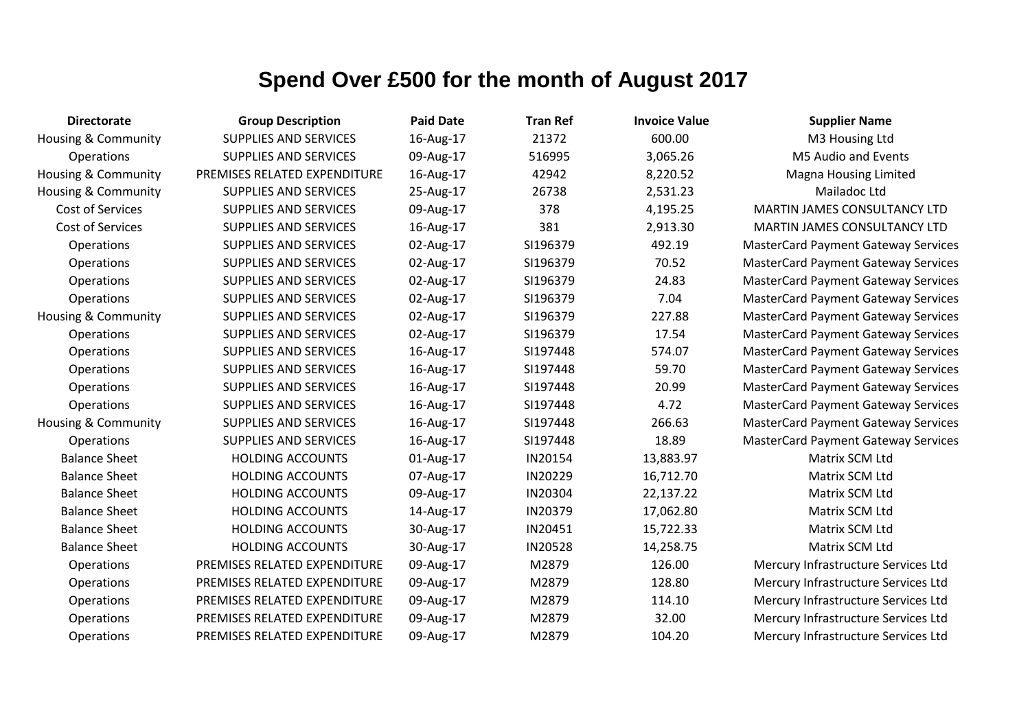# Spend Over £500 for the month of August 2017

| Directorate | Group Description | Paid Date | Tran Ref | Invoice Value | Supplier Name |
|---|---|---|---|---|---|
| Housing & Community | SUPPLIES AND SERVICES | 16-Aug-17 | 21372 | 600.00 | M3 Housing Ltd |
| Operations | SUPPLIES AND SERVICES | 09-Aug-17 | 516995 | 3,065.26 | M5 Audio and Events |
| Housing & Community | PREMISES RELATED EXPENDITURE | 16-Aug-17 | 42942 | 8,220.52 | Magna Housing Limited |
| Housing & Community | SUPPLIES AND SERVICES | 25-Aug-17 | 26738 | 2,531.23 | Mailadoc Ltd |
| Cost of Services | SUPPLIES AND SERVICES | 09-Aug-17 | 378 | 4,195.25 | MARTIN JAMES CONSULTANCY LTD |
| Cost of Services | SUPPLIES AND SERVICES | 16-Aug-17 | 381 | 2,913.30 | MARTIN JAMES CONSULTANCY LTD |
| Operations | SUPPLIES AND SERVICES | 02-Aug-17 | SI196379 | 492.19 | MasterCard Payment Gateway Services |
| Operations | SUPPLIES AND SERVICES | 02-Aug-17 | SI196379 | 70.52 | MasterCard Payment Gateway Services |
| Operations | SUPPLIES AND SERVICES | 02-Aug-17 | SI196379 | 24.83 | MasterCard Payment Gateway Services |
| Operations | SUPPLIES AND SERVICES | 02-Aug-17 | SI196379 | 7.04 | MasterCard Payment Gateway Services |
| Housing & Community | SUPPLIES AND SERVICES | 02-Aug-17 | SI196379 | 227.88 | MasterCard Payment Gateway Services |
| Operations | SUPPLIES AND SERVICES | 02-Aug-17 | SI196379 | 17.54 | MasterCard Payment Gateway Services |
| Operations | SUPPLIES AND SERVICES | 16-Aug-17 | SI197448 | 574.07 | MasterCard Payment Gateway Services |
| Operations | SUPPLIES AND SERVICES | 16-Aug-17 | SI197448 | 59.70 | MasterCard Payment Gateway Services |
| Operations | SUPPLIES AND SERVICES | 16-Aug-17 | SI197448 | 20.99 | MasterCard Payment Gateway Services |
| Operations | SUPPLIES AND SERVICES | 16-Aug-17 | SI197448 | 4.72 | MasterCard Payment Gateway Services |
| Housing & Community | SUPPLIES AND SERVICES | 16-Aug-17 | SI197448 | 266.63 | MasterCard Payment Gateway Services |
| Operations | SUPPLIES AND SERVICES | 16-Aug-17 | SI197448 | 18.89 | MasterCard Payment Gateway Services |
| Balance Sheet | HOLDING ACCOUNTS | 01-Aug-17 | IN20154 | 13,883.97 | Matrix SCM Ltd |
| Balance Sheet | HOLDING ACCOUNTS | 07-Aug-17 | IN20229 | 16,712.70 | Matrix SCM Ltd |
| Balance Sheet | HOLDING ACCOUNTS | 09-Aug-17 | IN20304 | 22,137.22 | Matrix SCM Ltd |
| Balance Sheet | HOLDING ACCOUNTS | 14-Aug-17 | IN20379 | 17,062.80 | Matrix SCM Ltd |
| Balance Sheet | HOLDING ACCOUNTS | 30-Aug-17 | IN20451 | 15,722.33 | Matrix SCM Ltd |
| Balance Sheet | HOLDING ACCOUNTS | 30-Aug-17 | IN20528 | 14,258.75 | Matrix SCM Ltd |
| Operations | PREMISES RELATED EXPENDITURE | 09-Aug-17 | M2879 | 126.00 | Mercury Infrastructure Services Ltd |
| Operations | PREMISES RELATED EXPENDITURE | 09-Aug-17 | M2879 | 128.80 | Mercury Infrastructure Services Ltd |
| Operations | PREMISES RELATED EXPENDITURE | 09-Aug-17 | M2879 | 114.10 | Mercury Infrastructure Services Ltd |
| Operations | PREMISES RELATED EXPENDITURE | 09-Aug-17 | M2879 | 32.00 | Mercury Infrastructure Services Ltd |
| Operations | PREMISES RELATED EXPENDITURE | 09-Aug-17 | M2879 | 104.20 | Mercury Infrastructure Services Ltd |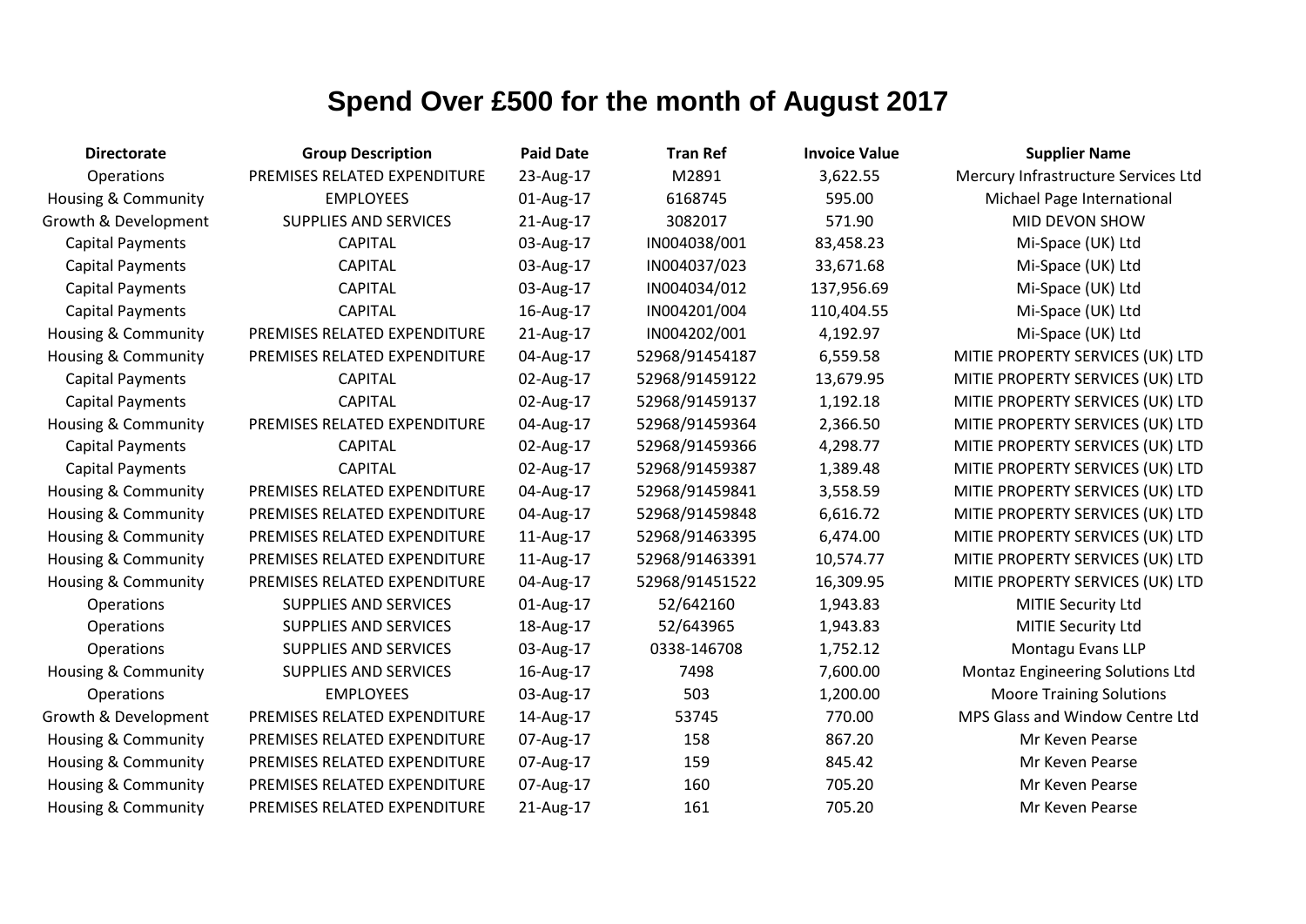# Spend Over £500 for the month of August 2017

| Directorate | Group Description | Paid Date | Tran Ref | Invoice Value | Supplier Name |
|---|---|---|---|---|---|
| Operations | PREMISES RELATED EXPENDITURE | 23-Aug-17 | M2891 | 3,622.55 | Mercury Infrastructure Services Ltd |
| Housing & Community | EMPLOYEES | 01-Aug-17 | 6168745 | 595.00 | Michael Page International |
| Growth & Development | SUPPLIES AND SERVICES | 21-Aug-17 | 3082017 | 571.90 | MID DEVON SHOW |
| Capital Payments | CAPITAL | 03-Aug-17 | IN004038/001 | 83,458.23 | Mi-Space (UK) Ltd |
| Capital Payments | CAPITAL | 03-Aug-17 | IN004037/023 | 33,671.68 | Mi-Space (UK) Ltd |
| Capital Payments | CAPITAL | 03-Aug-17 | IN004034/012 | 137,956.69 | Mi-Space (UK) Ltd |
| Capital Payments | CAPITAL | 16-Aug-17 | IN004201/004 | 110,404.55 | Mi-Space (UK) Ltd |
| Housing & Community | PREMISES RELATED EXPENDITURE | 21-Aug-17 | IN004202/001 | 4,192.97 | Mi-Space (UK) Ltd |
| Housing & Community | PREMISES RELATED EXPENDITURE | 04-Aug-17 | 52968/91454187 | 6,559.58 | MITIE PROPERTY SERVICES (UK) LTD |
| Capital Payments | CAPITAL | 02-Aug-17 | 52968/91459122 | 13,679.95 | MITIE PROPERTY SERVICES (UK) LTD |
| Capital Payments | CAPITAL | 02-Aug-17 | 52968/91459137 | 1,192.18 | MITIE PROPERTY SERVICES (UK) LTD |
| Housing & Community | PREMISES RELATED EXPENDITURE | 04-Aug-17 | 52968/91459364 | 2,366.50 | MITIE PROPERTY SERVICES (UK) LTD |
| Capital Payments | CAPITAL | 02-Aug-17 | 52968/91459366 | 4,298.77 | MITIE PROPERTY SERVICES (UK) LTD |
| Capital Payments | CAPITAL | 02-Aug-17 | 52968/91459387 | 1,389.48 | MITIE PROPERTY SERVICES (UK) LTD |
| Housing & Community | PREMISES RELATED EXPENDITURE | 04-Aug-17 | 52968/91459841 | 3,558.59 | MITIE PROPERTY SERVICES (UK) LTD |
| Housing & Community | PREMISES RELATED EXPENDITURE | 04-Aug-17 | 52968/91459848 | 6,616.72 | MITIE PROPERTY SERVICES (UK) LTD |
| Housing & Community | PREMISES RELATED EXPENDITURE | 11-Aug-17 | 52968/91463395 | 6,474.00 | MITIE PROPERTY SERVICES (UK) LTD |
| Housing & Community | PREMISES RELATED EXPENDITURE | 11-Aug-17 | 52968/91463391 | 10,574.77 | MITIE PROPERTY SERVICES (UK) LTD |
| Housing & Community | PREMISES RELATED EXPENDITURE | 04-Aug-17 | 52968/91451522 | 16,309.95 | MITIE PROPERTY SERVICES (UK) LTD |
| Operations | SUPPLIES AND SERVICES | 01-Aug-17 | 52/642160 | 1,943.83 | MITIE Security Ltd |
| Operations | SUPPLIES AND SERVICES | 18-Aug-17 | 52/643965 | 1,943.83 | MITIE Security Ltd |
| Operations | SUPPLIES AND SERVICES | 03-Aug-17 | 0338-146708 | 1,752.12 | Montagu Evans LLP |
| Housing & Community | SUPPLIES AND SERVICES | 16-Aug-17 | 7498 | 7,600.00 | Montaz Engineering Solutions Ltd |
| Operations | EMPLOYEES | 03-Aug-17 | 503 | 1,200.00 | Moore Training Solutions |
| Growth & Development | PREMISES RELATED EXPENDITURE | 14-Aug-17 | 53745 | 770.00 | MPS Glass and Window Centre Ltd |
| Housing & Community | PREMISES RELATED EXPENDITURE | 07-Aug-17 | 158 | 867.20 | Mr Keven Pearse |
| Housing & Community | PREMISES RELATED EXPENDITURE | 07-Aug-17 | 159 | 845.42 | Mr Keven Pearse |
| Housing & Community | PREMISES RELATED EXPENDITURE | 07-Aug-17 | 160 | 705.20 | Mr Keven Pearse |
| Housing & Community | PREMISES RELATED EXPENDITURE | 21-Aug-17 | 161 | 705.20 | Mr Keven Pearse |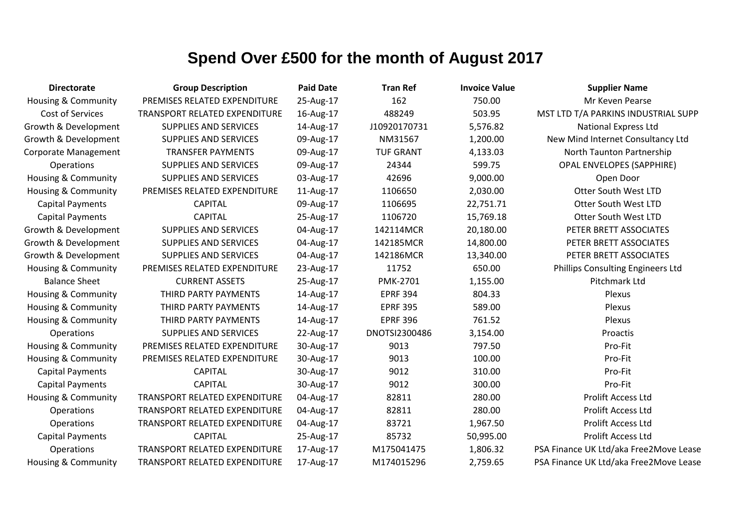# Spend Over £500 for the month of August 2017

| Directorate | Group Description | Paid Date | Tran Ref | Invoice Value | Supplier Name |
|---|---|---|---|---|---|
| Housing & Community | PREMISES RELATED EXPENDITURE | 25-Aug-17 | 162 | 750.00 | Mr Keven Pearse |
| Cost of Services | TRANSPORT RELATED EXPENDITURE | 16-Aug-17 | 488249 | 503.95 | MST LTD T/A PARKINS INDUSTRIAL SUPP |
| Growth & Development | SUPPLIES AND SERVICES | 14-Aug-17 | J10920170731 | 5,576.82 | National Express Ltd |
| Growth & Development | SUPPLIES AND SERVICES | 09-Aug-17 | NM31567 | 1,200.00 | New Mind Internet Consultancy Ltd |
| Corporate Management | TRANSFER PAYMENTS | 09-Aug-17 | TUF GRANT | 4,133.03 | North Taunton Partnership |
| Operations | SUPPLIES AND SERVICES | 09-Aug-17 | 24344 | 599.75 | OPAL ENVELOPES (SAPPHIRE) |
| Housing & Community | SUPPLIES AND SERVICES | 03-Aug-17 | 42696 | 9,000.00 | Open Door |
| Housing & Community | PREMISES RELATED EXPENDITURE | 11-Aug-17 | 1106650 | 2,030.00 | Otter South West LTD |
| Capital Payments | CAPITAL | 09-Aug-17 | 1106695 | 22,751.71 | Otter South West LTD |
| Capital Payments | CAPITAL | 25-Aug-17 | 1106720 | 15,769.18 | Otter South West LTD |
| Growth & Development | SUPPLIES AND SERVICES | 04-Aug-17 | 142114MCR | 20,180.00 | PETER BRETT ASSOCIATES |
| Growth & Development | SUPPLIES AND SERVICES | 04-Aug-17 | 142185MCR | 14,800.00 | PETER BRETT ASSOCIATES |
| Growth & Development | SUPPLIES AND SERVICES | 04-Aug-17 | 142186MCR | 13,340.00 | PETER BRETT ASSOCIATES |
| Housing & Community | PREMISES RELATED EXPENDITURE | 23-Aug-17 | 11752 | 650.00 | Phillips Consulting Engineers Ltd |
| Balance Sheet | CURRENT ASSETS | 25-Aug-17 | PMK-2701 | 1,155.00 | Pitchmark Ltd |
| Housing & Community | THIRD PARTY PAYMENTS | 14-Aug-17 | EPRF 394 | 804.33 | Plexus |
| Housing & Community | THIRD PARTY PAYMENTS | 14-Aug-17 | EPRF 395 | 589.00 | Plexus |
| Housing & Community | THIRD PARTY PAYMENTS | 14-Aug-17 | EPRF 396 | 761.52 | Plexus |
| Operations | SUPPLIES AND SERVICES | 22-Aug-17 | DNOTSI2300486 | 3,154.00 | Proactis |
| Housing & Community | PREMISES RELATED EXPENDITURE | 30-Aug-17 | 9013 | 797.50 | Pro-Fit |
| Housing & Community | PREMISES RELATED EXPENDITURE | 30-Aug-17 | 9013 | 100.00 | Pro-Fit |
| Capital Payments | CAPITAL | 30-Aug-17 | 9012 | 310.00 | Pro-Fit |
| Capital Payments | CAPITAL | 30-Aug-17 | 9012 | 300.00 | Pro-Fit |
| Housing & Community | TRANSPORT RELATED EXPENDITURE | 04-Aug-17 | 82811 | 280.00 | Prolift Access Ltd |
| Operations | TRANSPORT RELATED EXPENDITURE | 04-Aug-17 | 82811 | 280.00 | Prolift Access Ltd |
| Operations | TRANSPORT RELATED EXPENDITURE | 04-Aug-17 | 83721 | 1,967.50 | Prolift Access Ltd |
| Capital Payments | CAPITAL | 25-Aug-17 | 85732 | 50,995.00 | Prolift Access Ltd |
| Operations | TRANSPORT RELATED EXPENDITURE | 17-Aug-17 | M175041475 | 1,806.32 | PSA Finance UK Ltd/aka Free2Move Lease |
| Housing & Community | TRANSPORT RELATED EXPENDITURE | 17-Aug-17 | M174015296 | 2,759.65 | PSA Finance UK Ltd/aka Free2Move Lease |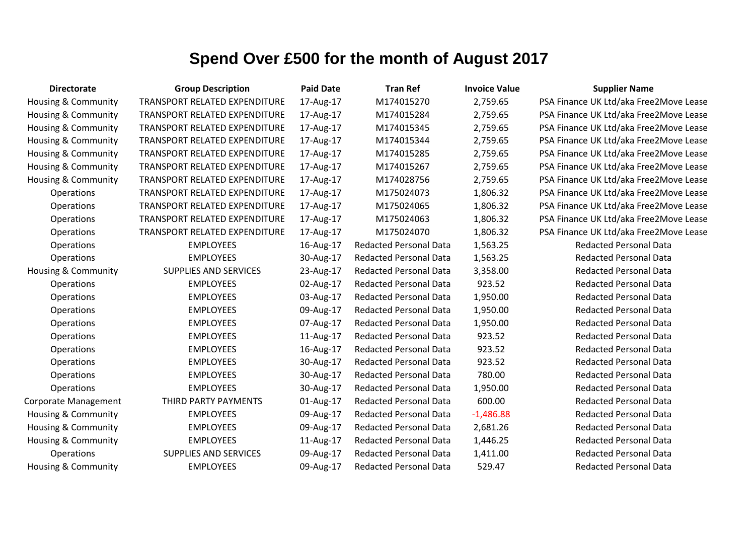# Spend Over £500 for the month of August 2017

| Directorate | Group Description | Paid Date | Tran Ref | Invoice Value | Supplier Name |
|---|---|---|---|---|---|
| Housing & Community | TRANSPORT RELATED EXPENDITURE | 17-Aug-17 | M174015270 | 2,759.65 | PSA Finance UK Ltd/aka Free2Move Lease |
| Housing & Community | TRANSPORT RELATED EXPENDITURE | 17-Aug-17 | M174015284 | 2,759.65 | PSA Finance UK Ltd/aka Free2Move Lease |
| Housing & Community | TRANSPORT RELATED EXPENDITURE | 17-Aug-17 | M174015345 | 2,759.65 | PSA Finance UK Ltd/aka Free2Move Lease |
| Housing & Community | TRANSPORT RELATED EXPENDITURE | 17-Aug-17 | M174015344 | 2,759.65 | PSA Finance UK Ltd/aka Free2Move Lease |
| Housing & Community | TRANSPORT RELATED EXPENDITURE | 17-Aug-17 | M174015285 | 2,759.65 | PSA Finance UK Ltd/aka Free2Move Lease |
| Housing & Community | TRANSPORT RELATED EXPENDITURE | 17-Aug-17 | M174015267 | 2,759.65 | PSA Finance UK Ltd/aka Free2Move Lease |
| Housing & Community | TRANSPORT RELATED EXPENDITURE | 17-Aug-17 | M174028756 | 2,759.65 | PSA Finance UK Ltd/aka Free2Move Lease |
| Operations | TRANSPORT RELATED EXPENDITURE | 17-Aug-17 | M175024073 | 1,806.32 | PSA Finance UK Ltd/aka Free2Move Lease |
| Operations | TRANSPORT RELATED EXPENDITURE | 17-Aug-17 | M175024065 | 1,806.32 | PSA Finance UK Ltd/aka Free2Move Lease |
| Operations | TRANSPORT RELATED EXPENDITURE | 17-Aug-17 | M175024063 | 1,806.32 | PSA Finance UK Ltd/aka Free2Move Lease |
| Operations | TRANSPORT RELATED EXPENDITURE | 17-Aug-17 | M175024070 | 1,806.32 | PSA Finance UK Ltd/aka Free2Move Lease |
| Operations | EMPLOYEES | 16-Aug-17 | Redacted Personal Data | 1,563.25 | Redacted Personal Data |
| Operations | EMPLOYEES | 30-Aug-17 | Redacted Personal Data | 1,563.25 | Redacted Personal Data |
| Housing & Community | SUPPLIES AND SERVICES | 23-Aug-17 | Redacted Personal Data | 3,358.00 | Redacted Personal Data |
| Operations | EMPLOYEES | 02-Aug-17 | Redacted Personal Data | 923.52 | Redacted Personal Data |
| Operations | EMPLOYEES | 03-Aug-17 | Redacted Personal Data | 1,950.00 | Redacted Personal Data |
| Operations | EMPLOYEES | 09-Aug-17 | Redacted Personal Data | 1,950.00 | Redacted Personal Data |
| Operations | EMPLOYEES | 07-Aug-17 | Redacted Personal Data | 1,950.00 | Redacted Personal Data |
| Operations | EMPLOYEES | 11-Aug-17 | Redacted Personal Data | 923.52 | Redacted Personal Data |
| Operations | EMPLOYEES | 16-Aug-17 | Redacted Personal Data | 923.52 | Redacted Personal Data |
| Operations | EMPLOYEES | 30-Aug-17 | Redacted Personal Data | 923.52 | Redacted Personal Data |
| Operations | EMPLOYEES | 30-Aug-17 | Redacted Personal Data | 780.00 | Redacted Personal Data |
| Operations | EMPLOYEES | 30-Aug-17 | Redacted Personal Data | 1,950.00 | Redacted Personal Data |
| Corporate Management | THIRD PARTY PAYMENTS | 01-Aug-17 | Redacted Personal Data | 600.00 | Redacted Personal Data |
| Housing & Community | EMPLOYEES | 09-Aug-17 | Redacted Personal Data | -1,486.88 | Redacted Personal Data |
| Housing & Community | EMPLOYEES | 09-Aug-17 | Redacted Personal Data | 2,681.26 | Redacted Personal Data |
| Housing & Community | EMPLOYEES | 11-Aug-17 | Redacted Personal Data | 1,446.25 | Redacted Personal Data |
| Operations | SUPPLIES AND SERVICES | 09-Aug-17 | Redacted Personal Data | 1,411.00 | Redacted Personal Data |
| Housing & Community | EMPLOYEES | 09-Aug-17 | Redacted Personal Data | 529.47 | Redacted Personal Data |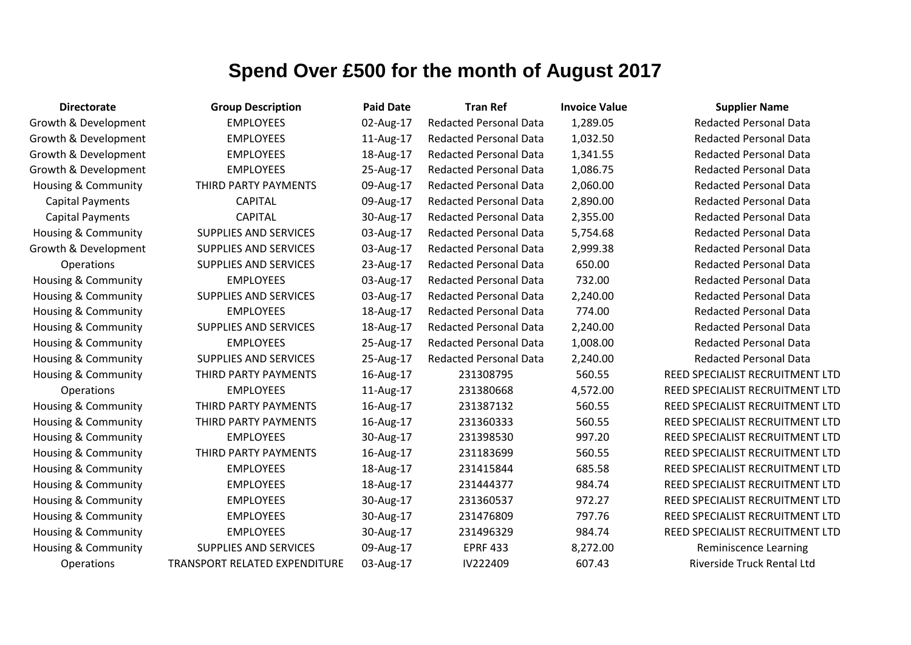# Spend Over £500 for the month of August 2017

| Directorate | Group Description | Paid Date | Tran Ref | Invoice Value | Supplier Name |
|---|---|---|---|---|---|
| Growth & Development | EMPLOYEES | 02-Aug-17 | Redacted Personal Data | 1,289.05 | Redacted Personal Data |
| Growth & Development | EMPLOYEES | 11-Aug-17 | Redacted Personal Data | 1,032.50 | Redacted Personal Data |
| Growth & Development | EMPLOYEES | 18-Aug-17 | Redacted Personal Data | 1,341.55 | Redacted Personal Data |
| Growth & Development | EMPLOYEES | 25-Aug-17 | Redacted Personal Data | 1,086.75 | Redacted Personal Data |
| Housing & Community | THIRD PARTY PAYMENTS | 09-Aug-17 | Redacted Personal Data | 2,060.00 | Redacted Personal Data |
| Capital Payments | CAPITAL | 09-Aug-17 | Redacted Personal Data | 2,890.00 | Redacted Personal Data |
| Capital Payments | CAPITAL | 30-Aug-17 | Redacted Personal Data | 2,355.00 | Redacted Personal Data |
| Housing & Community | SUPPLIES AND SERVICES | 03-Aug-17 | Redacted Personal Data | 5,754.68 | Redacted Personal Data |
| Growth & Development | SUPPLIES AND SERVICES | 03-Aug-17 | Redacted Personal Data | 2,999.38 | Redacted Personal Data |
| Operations | SUPPLIES AND SERVICES | 23-Aug-17 | Redacted Personal Data | 650.00 | Redacted Personal Data |
| Housing & Community | EMPLOYEES | 03-Aug-17 | Redacted Personal Data | 732.00 | Redacted Personal Data |
| Housing & Community | SUPPLIES AND SERVICES | 03-Aug-17 | Redacted Personal Data | 2,240.00 | Redacted Personal Data |
| Housing & Community | EMPLOYEES | 18-Aug-17 | Redacted Personal Data | 774.00 | Redacted Personal Data |
| Housing & Community | SUPPLIES AND SERVICES | 18-Aug-17 | Redacted Personal Data | 2,240.00 | Redacted Personal Data |
| Housing & Community | EMPLOYEES | 25-Aug-17 | Redacted Personal Data | 1,008.00 | Redacted Personal Data |
| Housing & Community | SUPPLIES AND SERVICES | 25-Aug-17 | Redacted Personal Data | 2,240.00 | Redacted Personal Data |
| Housing & Community | THIRD PARTY PAYMENTS | 16-Aug-17 | 231308795 | 560.55 | REED SPECIALIST RECRUITMENT LTD |
| Operations | EMPLOYEES | 11-Aug-17 | 231380668 | 4,572.00 | REED SPECIALIST RECRUITMENT LTD |
| Housing & Community | THIRD PARTY PAYMENTS | 16-Aug-17 | 231387132 | 560.55 | REED SPECIALIST RECRUITMENT LTD |
| Housing & Community | THIRD PARTY PAYMENTS | 16-Aug-17 | 231360333 | 560.55 | REED SPECIALIST RECRUITMENT LTD |
| Housing & Community | EMPLOYEES | 30-Aug-17 | 231398530 | 997.20 | REED SPECIALIST RECRUITMENT LTD |
| Housing & Community | THIRD PARTY PAYMENTS | 16-Aug-17 | 231183699 | 560.55 | REED SPECIALIST RECRUITMENT LTD |
| Housing & Community | EMPLOYEES | 18-Aug-17 | 231415844 | 685.58 | REED SPECIALIST RECRUITMENT LTD |
| Housing & Community | EMPLOYEES | 18-Aug-17 | 231444377 | 984.74 | REED SPECIALIST RECRUITMENT LTD |
| Housing & Community | EMPLOYEES | 30-Aug-17 | 231360537 | 972.27 | REED SPECIALIST RECRUITMENT LTD |
| Housing & Community | EMPLOYEES | 30-Aug-17 | 231476809 | 797.76 | REED SPECIALIST RECRUITMENT LTD |
| Housing & Community | EMPLOYEES | 30-Aug-17 | 231496329 | 984.74 | REED SPECIALIST RECRUITMENT LTD |
| Housing & Community | SUPPLIES AND SERVICES | 09-Aug-17 | EPRF 433 | 8,272.00 | Reminiscence Learning |
| Operations | TRANSPORT RELATED EXPENDITURE | 03-Aug-17 | IV222409 | 607.43 | Riverside Truck Rental Ltd |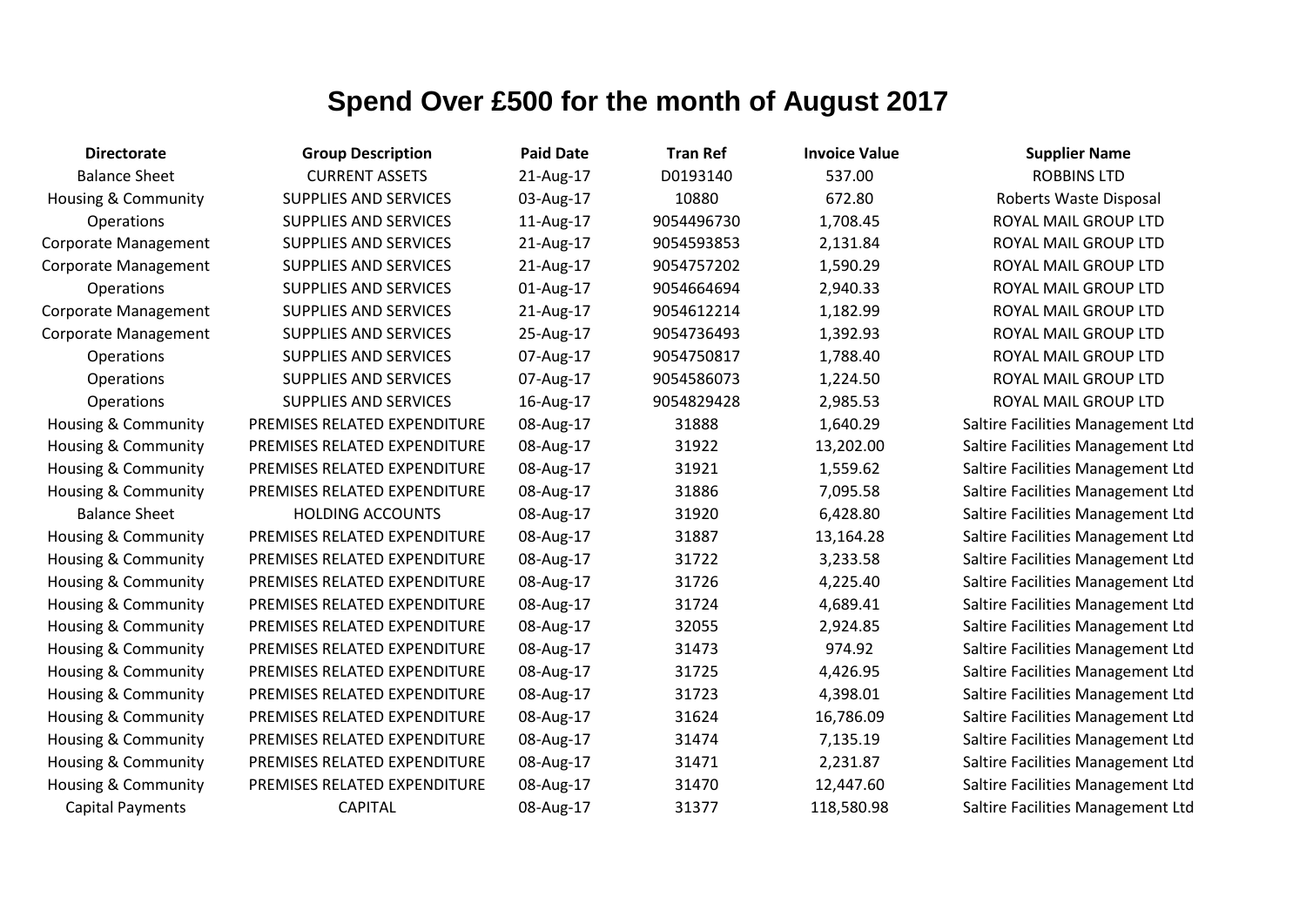# Spend Over £500 for the month of August 2017

| Directorate | Group Description | Paid Date | Tran Ref | Invoice Value | Supplier Name |
|---|---|---|---|---|---|
| Balance Sheet | CURRENT ASSETS | 21-Aug-17 | D0193140 | 537.00 | ROBBINS LTD |
| Housing & Community | SUPPLIES AND SERVICES | 03-Aug-17 | 10880 | 672.80 | Roberts Waste Disposal |
| Operations | SUPPLIES AND SERVICES | 11-Aug-17 | 9054496730 | 1,708.45 | ROYAL MAIL GROUP LTD |
| Corporate Management | SUPPLIES AND SERVICES | 21-Aug-17 | 9054593853 | 2,131.84 | ROYAL MAIL GROUP LTD |
| Corporate Management | SUPPLIES AND SERVICES | 21-Aug-17 | 9054757202 | 1,590.29 | ROYAL MAIL GROUP LTD |
| Operations | SUPPLIES AND SERVICES | 01-Aug-17 | 9054664694 | 2,940.33 | ROYAL MAIL GROUP LTD |
| Corporate Management | SUPPLIES AND SERVICES | 21-Aug-17 | 9054612214 | 1,182.99 | ROYAL MAIL GROUP LTD |
| Corporate Management | SUPPLIES AND SERVICES | 25-Aug-17 | 9054736493 | 1,392.93 | ROYAL MAIL GROUP LTD |
| Operations | SUPPLIES AND SERVICES | 07-Aug-17 | 9054750817 | 1,788.40 | ROYAL MAIL GROUP LTD |
| Operations | SUPPLIES AND SERVICES | 07-Aug-17 | 9054586073 | 1,224.50 | ROYAL MAIL GROUP LTD |
| Operations | SUPPLIES AND SERVICES | 16-Aug-17 | 9054829428 | 2,985.53 | ROYAL MAIL GROUP LTD |
| Housing & Community | PREMISES RELATED EXPENDITURE | 08-Aug-17 | 31888 | 1,640.29 | Saltire Facilities Management Ltd |
| Housing & Community | PREMISES RELATED EXPENDITURE | 08-Aug-17 | 31922 | 13,202.00 | Saltire Facilities Management Ltd |
| Housing & Community | PREMISES RELATED EXPENDITURE | 08-Aug-17 | 31921 | 1,559.62 | Saltire Facilities Management Ltd |
| Housing & Community | PREMISES RELATED EXPENDITURE | 08-Aug-17 | 31886 | 7,095.58 | Saltire Facilities Management Ltd |
| Balance Sheet | HOLDING ACCOUNTS | 08-Aug-17 | 31920 | 6,428.80 | Saltire Facilities Management Ltd |
| Housing & Community | PREMISES RELATED EXPENDITURE | 08-Aug-17 | 31887 | 13,164.28 | Saltire Facilities Management Ltd |
| Housing & Community | PREMISES RELATED EXPENDITURE | 08-Aug-17 | 31722 | 3,233.58 | Saltire Facilities Management Ltd |
| Housing & Community | PREMISES RELATED EXPENDITURE | 08-Aug-17 | 31726 | 4,225.40 | Saltire Facilities Management Ltd |
| Housing & Community | PREMISES RELATED EXPENDITURE | 08-Aug-17 | 31724 | 4,689.41 | Saltire Facilities Management Ltd |
| Housing & Community | PREMISES RELATED EXPENDITURE | 08-Aug-17 | 32055 | 2,924.85 | Saltire Facilities Management Ltd |
| Housing & Community | PREMISES RELATED EXPENDITURE | 08-Aug-17 | 31473 | 974.92 | Saltire Facilities Management Ltd |
| Housing & Community | PREMISES RELATED EXPENDITURE | 08-Aug-17 | 31725 | 4,426.95 | Saltire Facilities Management Ltd |
| Housing & Community | PREMISES RELATED EXPENDITURE | 08-Aug-17 | 31723 | 4,398.01 | Saltire Facilities Management Ltd |
| Housing & Community | PREMISES RELATED EXPENDITURE | 08-Aug-17 | 31624 | 16,786.09 | Saltire Facilities Management Ltd |
| Housing & Community | PREMISES RELATED EXPENDITURE | 08-Aug-17 | 31474 | 7,135.19 | Saltire Facilities Management Ltd |
| Housing & Community | PREMISES RELATED EXPENDITURE | 08-Aug-17 | 31471 | 2,231.87 | Saltire Facilities Management Ltd |
| Housing & Community | PREMISES RELATED EXPENDITURE | 08-Aug-17 | 31470 | 12,447.60 | Saltire Facilities Management Ltd |
| Capital Payments | CAPITAL | 08-Aug-17 | 31377 | 118,580.98 | Saltire Facilities Management Ltd |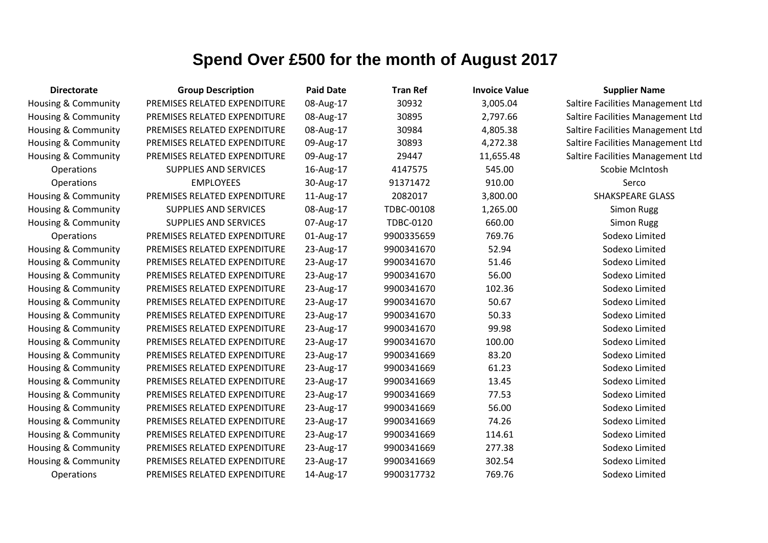# Spend Over £500 for the month of August 2017

| Directorate | Group Description | Paid Date | Tran Ref | Invoice Value | Supplier Name |
|---|---|---|---|---|---|
| Housing & Community | PREMISES RELATED EXPENDITURE | 08-Aug-17 | 30932 | 3,005.04 | Saltire Facilities Management Ltd |
| Housing & Community | PREMISES RELATED EXPENDITURE | 08-Aug-17 | 30895 | 2,797.66 | Saltire Facilities Management Ltd |
| Housing & Community | PREMISES RELATED EXPENDITURE | 08-Aug-17 | 30984 | 4,805.38 | Saltire Facilities Management Ltd |
| Housing & Community | PREMISES RELATED EXPENDITURE | 09-Aug-17 | 30893 | 4,272.38 | Saltire Facilities Management Ltd |
| Housing & Community | PREMISES RELATED EXPENDITURE | 09-Aug-17 | 29447 | 11,655.48 | Saltire Facilities Management Ltd |
| Operations | SUPPLIES AND SERVICES | 16-Aug-17 | 4147575 | 545.00 | Scobie McIntosh |
| Operations | EMPLOYEES | 30-Aug-17 | 91371472 | 910.00 | Serco |
| Housing & Community | PREMISES RELATED EXPENDITURE | 11-Aug-17 | 2082017 | 3,800.00 | SHAKSPEARE GLASS |
| Housing & Community | SUPPLIES AND SERVICES | 08-Aug-17 | TDBC-00108 | 1,265.00 | Simon Rugg |
| Housing & Community | SUPPLIES AND SERVICES | 07-Aug-17 | TDBC-0120 | 660.00 | Simon Rugg |
| Operations | PREMISES RELATED EXPENDITURE | 01-Aug-17 | 9900335659 | 769.76 | Sodexo Limited |
| Housing & Community | PREMISES RELATED EXPENDITURE | 23-Aug-17 | 9900341670 | 52.94 | Sodexo Limited |
| Housing & Community | PREMISES RELATED EXPENDITURE | 23-Aug-17 | 9900341670 | 51.46 | Sodexo Limited |
| Housing & Community | PREMISES RELATED EXPENDITURE | 23-Aug-17 | 9900341670 | 56.00 | Sodexo Limited |
| Housing & Community | PREMISES RELATED EXPENDITURE | 23-Aug-17 | 9900341670 | 102.36 | Sodexo Limited |
| Housing & Community | PREMISES RELATED EXPENDITURE | 23-Aug-17 | 9900341670 | 50.67 | Sodexo Limited |
| Housing & Community | PREMISES RELATED EXPENDITURE | 23-Aug-17 | 9900341670 | 50.33 | Sodexo Limited |
| Housing & Community | PREMISES RELATED EXPENDITURE | 23-Aug-17 | 9900341670 | 99.98 | Sodexo Limited |
| Housing & Community | PREMISES RELATED EXPENDITURE | 23-Aug-17 | 9900341670 | 100.00 | Sodexo Limited |
| Housing & Community | PREMISES RELATED EXPENDITURE | 23-Aug-17 | 9900341669 | 83.20 | Sodexo Limited |
| Housing & Community | PREMISES RELATED EXPENDITURE | 23-Aug-17 | 9900341669 | 61.23 | Sodexo Limited |
| Housing & Community | PREMISES RELATED EXPENDITURE | 23-Aug-17 | 9900341669 | 13.45 | Sodexo Limited |
| Housing & Community | PREMISES RELATED EXPENDITURE | 23-Aug-17 | 9900341669 | 77.53 | Sodexo Limited |
| Housing & Community | PREMISES RELATED EXPENDITURE | 23-Aug-17 | 9900341669 | 56.00 | Sodexo Limited |
| Housing & Community | PREMISES RELATED EXPENDITURE | 23-Aug-17 | 9900341669 | 74.26 | Sodexo Limited |
| Housing & Community | PREMISES RELATED EXPENDITURE | 23-Aug-17 | 9900341669 | 114.61 | Sodexo Limited |
| Housing & Community | PREMISES RELATED EXPENDITURE | 23-Aug-17 | 9900341669 | 277.38 | Sodexo Limited |
| Housing & Community | PREMISES RELATED EXPENDITURE | 23-Aug-17 | 9900341669 | 302.54 | Sodexo Limited |
| Operations | PREMISES RELATED EXPENDITURE | 14-Aug-17 | 9900317732 | 769.76 | Sodexo Limited |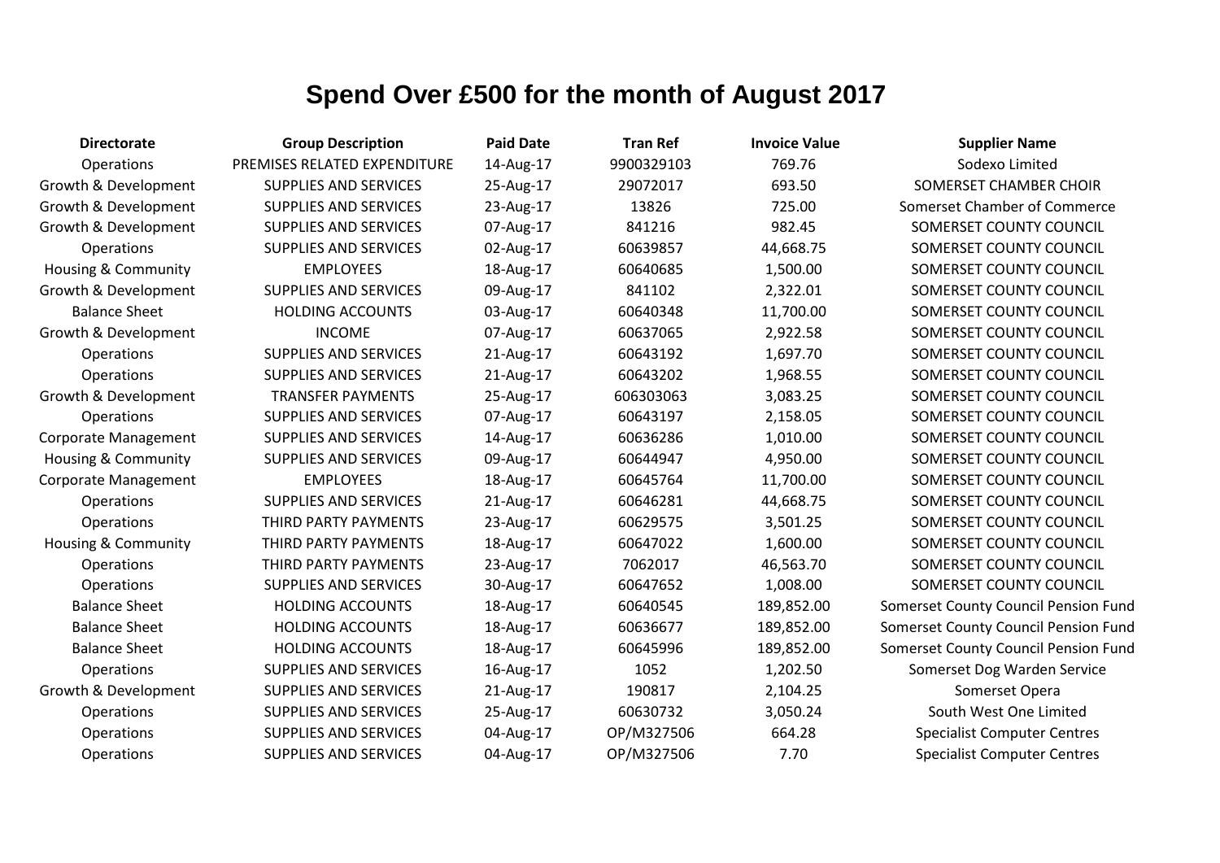# Spend Over £500 for the month of August 2017

| Directorate | Group Description | Paid Date | Tran Ref | Invoice Value | Supplier Name |
|---|---|---|---|---|---|
| Operations | PREMISES RELATED EXPENDITURE | 14-Aug-17 | 9900329103 | 769.76 | Sodexo Limited |
| Growth & Development | SUPPLIES AND SERVICES | 25-Aug-17 | 29072017 | 693.50 | SOMERSET CHAMBER CHOIR |
| Growth & Development | SUPPLIES AND SERVICES | 23-Aug-17 | 13826 | 725.00 | Somerset Chamber of Commerce |
| Growth & Development | SUPPLIES AND SERVICES | 07-Aug-17 | 841216 | 982.45 | SOMERSET COUNTY COUNCIL |
| Operations | SUPPLIES AND SERVICES | 02-Aug-17 | 60639857 | 44,668.75 | SOMERSET COUNTY COUNCIL |
| Housing & Community | EMPLOYEES | 18-Aug-17 | 60640685 | 1,500.00 | SOMERSET COUNTY COUNCIL |
| Growth & Development | SUPPLIES AND SERVICES | 09-Aug-17 | 841102 | 2,322.01 | SOMERSET COUNTY COUNCIL |
| Balance Sheet | HOLDING ACCOUNTS | 03-Aug-17 | 60640348 | 11,700.00 | SOMERSET COUNTY COUNCIL |
| Growth & Development | INCOME | 07-Aug-17 | 60637065 | 2,922.58 | SOMERSET COUNTY COUNCIL |
| Operations | SUPPLIES AND SERVICES | 21-Aug-17 | 60643192 | 1,697.70 | SOMERSET COUNTY COUNCIL |
| Operations | SUPPLIES AND SERVICES | 21-Aug-17 | 60643202 | 1,968.55 | SOMERSET COUNTY COUNCIL |
| Growth & Development | TRANSFER PAYMENTS | 25-Aug-17 | 606303063 | 3,083.25 | SOMERSET COUNTY COUNCIL |
| Operations | SUPPLIES AND SERVICES | 07-Aug-17 | 60643197 | 2,158.05 | SOMERSET COUNTY COUNCIL |
| Corporate Management | SUPPLIES AND SERVICES | 14-Aug-17 | 60636286 | 1,010.00 | SOMERSET COUNTY COUNCIL |
| Housing & Community | SUPPLIES AND SERVICES | 09-Aug-17 | 60644947 | 4,950.00 | SOMERSET COUNTY COUNCIL |
| Corporate Management | EMPLOYEES | 18-Aug-17 | 60645764 | 11,700.00 | SOMERSET COUNTY COUNCIL |
| Operations | SUPPLIES AND SERVICES | 21-Aug-17 | 60646281 | 44,668.75 | SOMERSET COUNTY COUNCIL |
| Operations | THIRD PARTY PAYMENTS | 23-Aug-17 | 60629575 | 3,501.25 | SOMERSET COUNTY COUNCIL |
| Housing & Community | THIRD PARTY PAYMENTS | 18-Aug-17 | 60647022 | 1,600.00 | SOMERSET COUNTY COUNCIL |
| Operations | THIRD PARTY PAYMENTS | 23-Aug-17 | 7062017 | 46,563.70 | SOMERSET COUNTY COUNCIL |
| Operations | SUPPLIES AND SERVICES | 30-Aug-17 | 60647652 | 1,008.00 | SOMERSET COUNTY COUNCIL |
| Balance Sheet | HOLDING ACCOUNTS | 18-Aug-17 | 60640545 | 189,852.00 | Somerset County Council Pension Fund |
| Balance Sheet | HOLDING ACCOUNTS | 18-Aug-17 | 60636677 | 189,852.00 | Somerset County Council Pension Fund |
| Balance Sheet | HOLDING ACCOUNTS | 18-Aug-17 | 60645996 | 189,852.00 | Somerset County Council Pension Fund |
| Operations | SUPPLIES AND SERVICES | 16-Aug-17 | 1052 | 1,202.50 | Somerset Dog Warden Service |
| Growth & Development | SUPPLIES AND SERVICES | 21-Aug-17 | 190817 | 2,104.25 | Somerset Opera |
| Operations | SUPPLIES AND SERVICES | 25-Aug-17 | 60630732 | 3,050.24 | South West One Limited |
| Operations | SUPPLIES AND SERVICES | 04-Aug-17 | OP/M327506 | 664.28 | Specialist Computer Centres |
| Operations | SUPPLIES AND SERVICES | 04-Aug-17 | OP/M327506 | 7.70 | Specialist Computer Centres |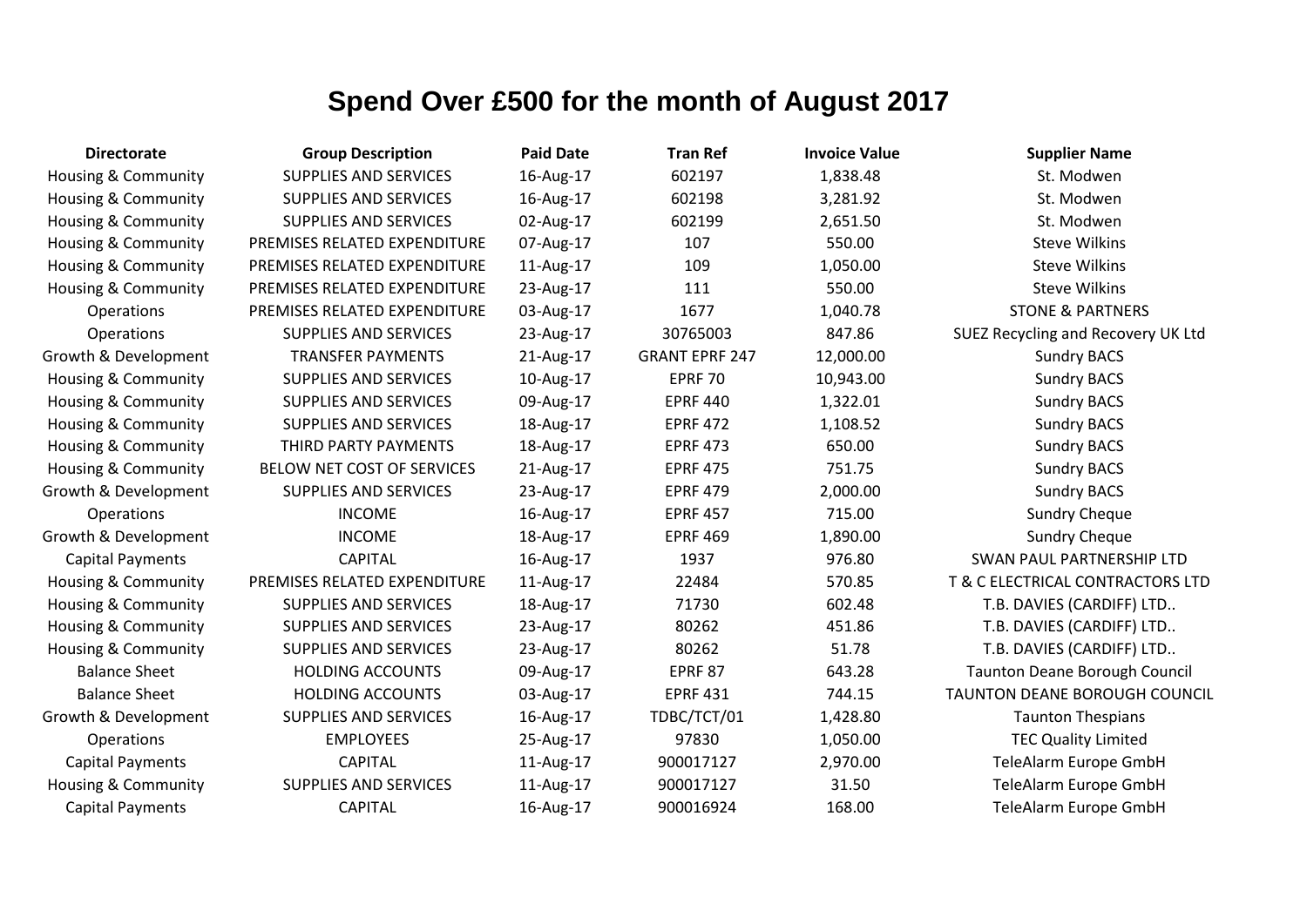# Spend Over £500 for the month of August 2017

| Directorate | Group Description | Paid Date | Tran Ref | Invoice Value | Supplier Name |
|---|---|---|---|---|---|
| Housing & Community | SUPPLIES AND SERVICES | 16-Aug-17 | 602197 | 1,838.48 | St. Modwen |
| Housing & Community | SUPPLIES AND SERVICES | 16-Aug-17 | 602198 | 3,281.92 | St. Modwen |
| Housing & Community | SUPPLIES AND SERVICES | 02-Aug-17 | 602199 | 2,651.50 | St. Modwen |
| Housing & Community | PREMISES RELATED EXPENDITURE | 07-Aug-17 | 107 | 550.00 | Steve Wilkins |
| Housing & Community | PREMISES RELATED EXPENDITURE | 11-Aug-17 | 109 | 1,050.00 | Steve Wilkins |
| Housing & Community | PREMISES RELATED EXPENDITURE | 23-Aug-17 | 111 | 550.00 | Steve Wilkins |
| Operations | PREMISES RELATED EXPENDITURE | 03-Aug-17 | 1677 | 1,040.78 | STONE & PARTNERS |
| Operations | SUPPLIES AND SERVICES | 23-Aug-17 | 30765003 | 847.86 | SUEZ Recycling and Recovery UK Ltd |
| Growth & Development | TRANSFER PAYMENTS | 21-Aug-17 | GRANT EPRF 247 | 12,000.00 | Sundry BACS |
| Housing & Community | SUPPLIES AND SERVICES | 10-Aug-17 | EPRF 70 | 10,943.00 | Sundry BACS |
| Housing & Community | SUPPLIES AND SERVICES | 09-Aug-17 | EPRF 440 | 1,322.01 | Sundry BACS |
| Housing & Community | SUPPLIES AND SERVICES | 18-Aug-17 | EPRF 472 | 1,108.52 | Sundry BACS |
| Housing & Community | THIRD PARTY PAYMENTS | 18-Aug-17 | EPRF 473 | 650.00 | Sundry BACS |
| Housing & Community | BELOW NET COST OF SERVICES | 21-Aug-17 | EPRF 475 | 751.75 | Sundry BACS |
| Growth & Development | SUPPLIES AND SERVICES | 23-Aug-17 | EPRF 479 | 2,000.00 | Sundry BACS |
| Operations | INCOME | 16-Aug-17 | EPRF 457 | 715.00 | Sundry Cheque |
| Growth & Development | INCOME | 18-Aug-17 | EPRF 469 | 1,890.00 | Sundry Cheque |
| Capital Payments | CAPITAL | 16-Aug-17 | 1937 | 976.80 | SWAN PAUL PARTNERSHIP LTD |
| Housing & Community | PREMISES RELATED EXPENDITURE | 11-Aug-17 | 22484 | 570.85 | T & C ELECTRICAL CONTRACTORS LTD |
| Housing & Community | SUPPLIES AND SERVICES | 18-Aug-17 | 71730 | 602.48 | T.B. DAVIES (CARDIFF) LTD.. |
| Housing & Community | SUPPLIES AND SERVICES | 23-Aug-17 | 80262 | 451.86 | T.B. DAVIES (CARDIFF) LTD.. |
| Housing & Community | SUPPLIES AND SERVICES | 23-Aug-17 | 80262 | 51.78 | T.B. DAVIES (CARDIFF) LTD.. |
| Balance Sheet | HOLDING ACCOUNTS | 09-Aug-17 | EPRF 87 | 643.28 | Taunton Deane Borough Council |
| Balance Sheet | HOLDING ACCOUNTS | 03-Aug-17 | EPRF 431 | 744.15 | TAUNTON DEANE BOROUGH COUNCIL |
| Growth & Development | SUPPLIES AND SERVICES | 16-Aug-17 | TDBC/TCT/01 | 1,428.80 | Taunton Thespians |
| Operations | EMPLOYEES | 25-Aug-17 | 97830 | 1,050.00 | TEC Quality Limited |
| Capital Payments | CAPITAL | 11-Aug-17 | 900017127 | 2,970.00 | TeleAlarm Europe GmbH |
| Housing & Community | SUPPLIES AND SERVICES | 11-Aug-17 | 900017127 | 31.50 | TeleAlarm Europe GmbH |
| Capital Payments | CAPITAL | 16-Aug-17 | 900016924 | 168.00 | TeleAlarm Europe GmbH |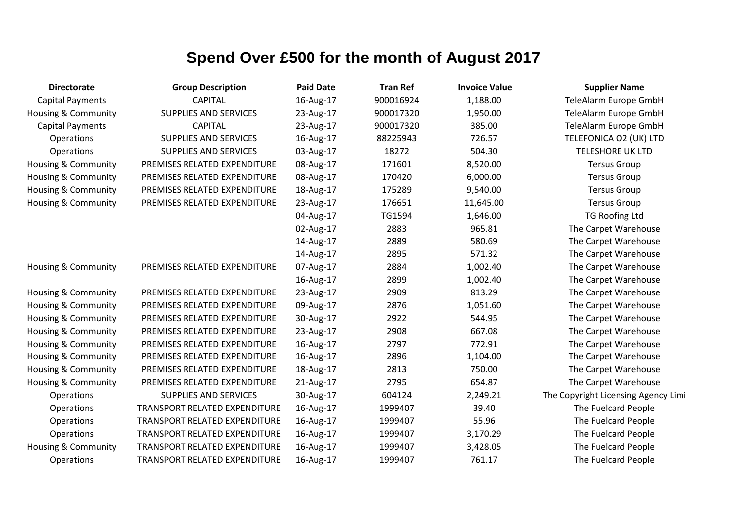# Spend Over £500 for the month of August 2017

| Directorate | Group Description | Paid Date | Tran Ref | Invoice Value | Supplier Name |
|---|---|---|---|---|---|
| Capital Payments | CAPITAL | 16-Aug-17 | 900016924 | 1,188.00 | TeleAlarm Europe GmbH |
| Housing & Community | SUPPLIES AND SERVICES | 23-Aug-17 | 900017320 | 1,950.00 | TeleAlarm Europe GmbH |
| Capital Payments | CAPITAL | 23-Aug-17 | 900017320 | 385.00 | TeleAlarm Europe GmbH |
| Operations | SUPPLIES AND SERVICES | 16-Aug-17 | 88225943 | 726.57 | TELEFONICA O2 (UK) LTD |
| Operations | SUPPLIES AND SERVICES | 03-Aug-17 | 18272 | 504.30 | TELESHORE UK LTD |
| Housing & Community | PREMISES RELATED EXPENDITURE | 08-Aug-17 | 171601 | 8,520.00 | Tersus Group |
| Housing & Community | PREMISES RELATED EXPENDITURE | 08-Aug-17 | 170420 | 6,000.00 | Tersus Group |
| Housing & Community | PREMISES RELATED EXPENDITURE | 18-Aug-17 | 175289 | 9,540.00 | Tersus Group |
| Housing & Community | PREMISES RELATED EXPENDITURE | 23-Aug-17 | 176651 | 11,645.00 | Tersus Group |
| | | 04-Aug-17 | TG1594 | 1,646.00 | TG Roofing Ltd |
| | | 02-Aug-17 | 2883 | 965.81 | The Carpet Warehouse |
| | | 14-Aug-17 | 2889 | 580.69 | The Carpet Warehouse |
| | | 14-Aug-17 | 2895 | 571.32 | The Carpet Warehouse |
| Housing & Community | PREMISES RELATED EXPENDITURE | 07-Aug-17 | 2884 | 1,002.40 | The Carpet Warehouse |
| | | 16-Aug-17 | 2899 | 1,002.40 | The Carpet Warehouse |
| Housing & Community | PREMISES RELATED EXPENDITURE | 23-Aug-17 | 2909 | 813.29 | The Carpet Warehouse |
| Housing & Community | PREMISES RELATED EXPENDITURE | 09-Aug-17 | 2876 | 1,051.60 | The Carpet Warehouse |
| Housing & Community | PREMISES RELATED EXPENDITURE | 30-Aug-17 | 2922 | 544.95 | The Carpet Warehouse |
| Housing & Community | PREMISES RELATED EXPENDITURE | 23-Aug-17 | 2908 | 667.08 | The Carpet Warehouse |
| Housing & Community | PREMISES RELATED EXPENDITURE | 16-Aug-17 | 2797 | 772.91 | The Carpet Warehouse |
| Housing & Community | PREMISES RELATED EXPENDITURE | 16-Aug-17 | 2896 | 1,104.00 | The Carpet Warehouse |
| Housing & Community | PREMISES RELATED EXPENDITURE | 18-Aug-17 | 2813 | 750.00 | The Carpet Warehouse |
| Housing & Community | PREMISES RELATED EXPENDITURE | 21-Aug-17 | 2795 | 654.87 | The Carpet Warehouse |
| Operations | SUPPLIES AND SERVICES | 30-Aug-17 | 604124 | 2,249.21 | The Copyright Licensing Agency Limi |
| Operations | TRANSPORT RELATED EXPENDITURE | 16-Aug-17 | 1999407 | 39.40 | The Fuelcard People |
| Operations | TRANSPORT RELATED EXPENDITURE | 16-Aug-17 | 1999407 | 55.96 | The Fuelcard People |
| Operations | TRANSPORT RELATED EXPENDITURE | 16-Aug-17 | 1999407 | 3,170.29 | The Fuelcard People |
| Housing & Community | TRANSPORT RELATED EXPENDITURE | 16-Aug-17 | 1999407 | 3,428.05 | The Fuelcard People |
| Operations | TRANSPORT RELATED EXPENDITURE | 16-Aug-17 | 1999407 | 761.17 | The Fuelcard People |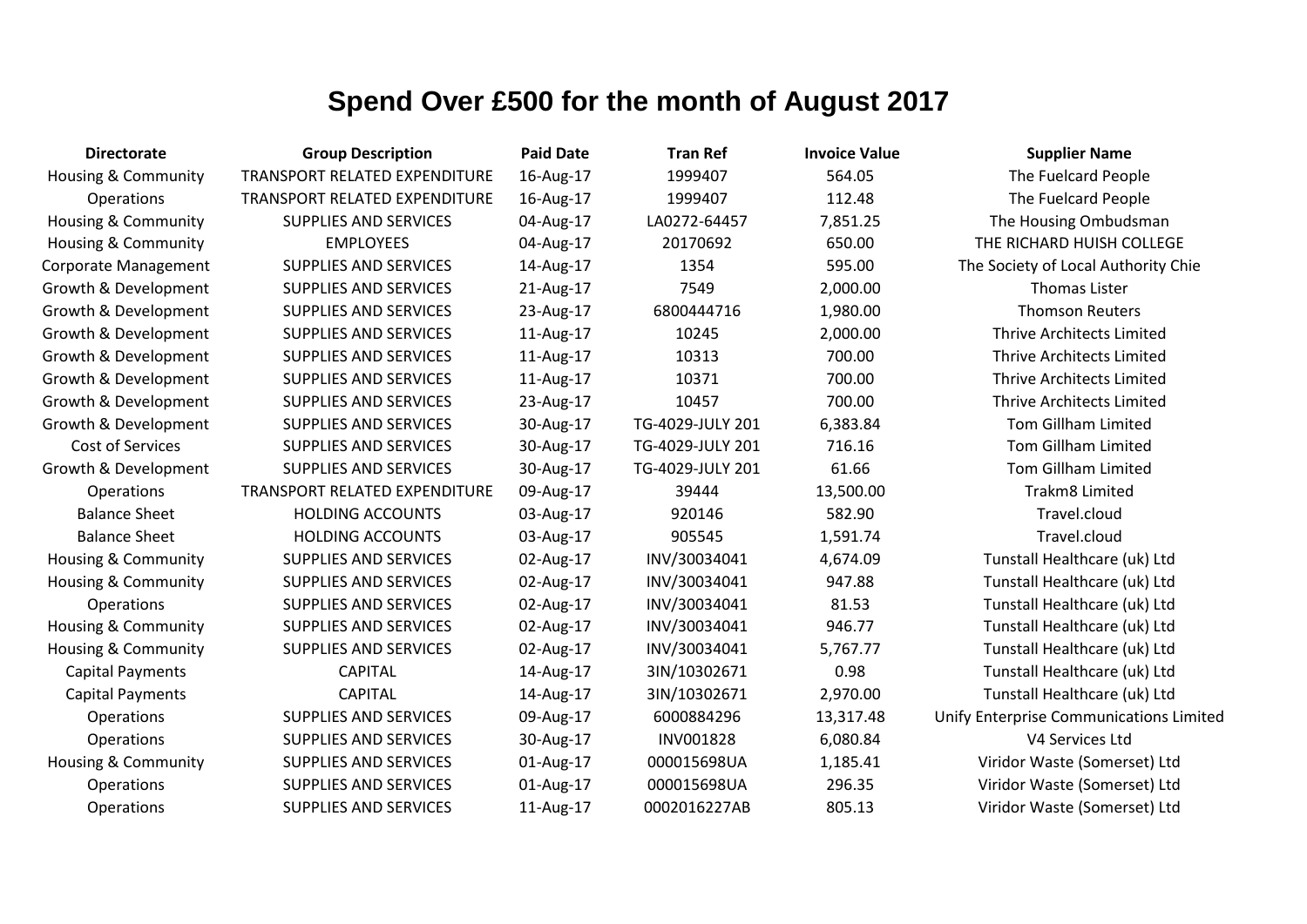# Spend Over £500 for the month of August 2017

| Directorate | Group Description | Paid Date | Tran Ref | Invoice Value | Supplier Name |
|---|---|---|---|---|---|
| Housing & Community | TRANSPORT RELATED EXPENDITURE | 16-Aug-17 | 1999407 | 564.05 | The Fuelcard People |
| Operations | TRANSPORT RELATED EXPENDITURE | 16-Aug-17 | 1999407 | 112.48 | The Fuelcard People |
| Housing & Community | SUPPLIES AND SERVICES | 04-Aug-17 | LA0272-64457 | 7,851.25 | The Housing Ombudsman |
| Housing & Community | EMPLOYEES | 04-Aug-17 | 20170692 | 650.00 | THE RICHARD HUISH COLLEGE |
| Corporate Management | SUPPLIES AND SERVICES | 14-Aug-17 | 1354 | 595.00 | The Society of Local Authority Chie |
| Growth & Development | SUPPLIES AND SERVICES | 21-Aug-17 | 7549 | 2,000.00 | Thomas Lister |
| Growth & Development | SUPPLIES AND SERVICES | 23-Aug-17 | 6800444716 | 1,980.00 | Thomson Reuters |
| Growth & Development | SUPPLIES AND SERVICES | 11-Aug-17 | 10245 | 2,000.00 | Thrive Architects Limited |
| Growth & Development | SUPPLIES AND SERVICES | 11-Aug-17 | 10313 | 700.00 | Thrive Architects Limited |
| Growth & Development | SUPPLIES AND SERVICES | 11-Aug-17 | 10371 | 700.00 | Thrive Architects Limited |
| Growth & Development | SUPPLIES AND SERVICES | 23-Aug-17 | 10457 | 700.00 | Thrive Architects Limited |
| Growth & Development | SUPPLIES AND SERVICES | 30-Aug-17 | TG-4029-JULY 201 | 6,383.84 | Tom Gillham Limited |
| Cost of Services | SUPPLIES AND SERVICES | 30-Aug-17 | TG-4029-JULY 201 | 716.16 | Tom Gillham Limited |
| Growth & Development | SUPPLIES AND SERVICES | 30-Aug-17 | TG-4029-JULY 201 | 61.66 | Tom Gillham Limited |
| Operations | TRANSPORT RELATED EXPENDITURE | 09-Aug-17 | 39444 | 13,500.00 | Trakm8 Limited |
| Balance Sheet | HOLDING ACCOUNTS | 03-Aug-17 | 920146 | 582.90 | Travel.cloud |
| Balance Sheet | HOLDING ACCOUNTS | 03-Aug-17 | 905545 | 1,591.74 | Travel.cloud |
| Housing & Community | SUPPLIES AND SERVICES | 02-Aug-17 | INV/30034041 | 4,674.09 | Tunstall Healthcare (uk) Ltd |
| Housing & Community | SUPPLIES AND SERVICES | 02-Aug-17 | INV/30034041 | 947.88 | Tunstall Healthcare (uk) Ltd |
| Operations | SUPPLIES AND SERVICES | 02-Aug-17 | INV/30034041 | 81.53 | Tunstall Healthcare (uk) Ltd |
| Housing & Community | SUPPLIES AND SERVICES | 02-Aug-17 | INV/30034041 | 946.77 | Tunstall Healthcare (uk) Ltd |
| Housing & Community | SUPPLIES AND SERVICES | 02-Aug-17 | INV/30034041 | 5,767.77 | Tunstall Healthcare (uk) Ltd |
| Capital Payments | CAPITAL | 14-Aug-17 | 3IN/10302671 | 0.98 | Tunstall Healthcare (uk) Ltd |
| Capital Payments | CAPITAL | 14-Aug-17 | 3IN/10302671 | 2,970.00 | Tunstall Healthcare (uk) Ltd |
| Operations | SUPPLIES AND SERVICES | 09-Aug-17 | 6000884296 | 13,317.48 | Unify Enterprise Communications Limited |
| Operations | SUPPLIES AND SERVICES | 30-Aug-17 | INV001828 | 6,080.84 | V4 Services Ltd |
| Housing & Community | SUPPLIES AND SERVICES | 01-Aug-17 | 000015698UA | 1,185.41 | Viridor Waste (Somerset) Ltd |
| Operations | SUPPLIES AND SERVICES | 01-Aug-17 | 000015698UA | 296.35 | Viridor Waste (Somerset) Ltd |
| Operations | SUPPLIES AND SERVICES | 11-Aug-17 | 0002016227AB | 805.13 | Viridor Waste (Somerset) Ltd |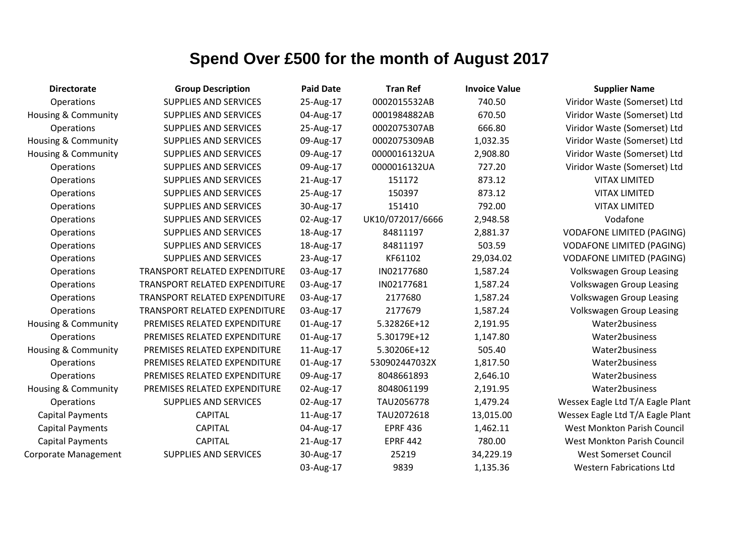# Spend Over £500 for the month of August 2017

| Directorate | Group Description | Paid Date | Tran Ref | Invoice Value | Supplier Name |
| --- | --- | --- | --- | --- | --- |
| Operations | SUPPLIES AND SERVICES | 25-Aug-17 | 0002015532AB | 740.50 | Viridor Waste (Somerset) Ltd |
| Housing & Community | SUPPLIES AND SERVICES | 04-Aug-17 | 0001984882AB | 670.50 | Viridor Waste (Somerset) Ltd |
| Operations | SUPPLIES AND SERVICES | 25-Aug-17 | 0002075307AB | 666.80 | Viridor Waste (Somerset) Ltd |
| Housing & Community | SUPPLIES AND SERVICES | 09-Aug-17 | 0002075309AB | 1,032.35 | Viridor Waste (Somerset) Ltd |
| Housing & Community | SUPPLIES AND SERVICES | 09-Aug-17 | 0000016132UA | 2,908.80 | Viridor Waste (Somerset) Ltd |
| Operations | SUPPLIES AND SERVICES | 09-Aug-17 | 0000016132UA | 727.20 | Viridor Waste (Somerset) Ltd |
| Operations | SUPPLIES AND SERVICES | 21-Aug-17 | 151172 | 873.12 | VITAX LIMITED |
| Operations | SUPPLIES AND SERVICES | 25-Aug-17 | 150397 | 873.12 | VITAX LIMITED |
| Operations | SUPPLIES AND SERVICES | 30-Aug-17 | 151410 | 792.00 | VITAX LIMITED |
| Operations | SUPPLIES AND SERVICES | 02-Aug-17 | UK10/072017/6666 | 2,948.58 | Vodafone |
| Operations | SUPPLIES AND SERVICES | 18-Aug-17 | 84811197 | 2,881.37 | VODAFONE LIMITED (PAGING) |
| Operations | SUPPLIES AND SERVICES | 18-Aug-17 | 84811197 | 503.59 | VODAFONE LIMITED (PAGING) |
| Operations | SUPPLIES AND SERVICES | 23-Aug-17 | KF61102 | 29,034.02 | VODAFONE LIMITED (PAGING) |
| Operations | TRANSPORT RELATED EXPENDITURE | 03-Aug-17 | IN02177680 | 1,587.24 | Volkswagen Group Leasing |
| Operations | TRANSPORT RELATED EXPENDITURE | 03-Aug-17 | IN02177681 | 1,587.24 | Volkswagen Group Leasing |
| Operations | TRANSPORT RELATED EXPENDITURE | 03-Aug-17 | 2177680 | 1,587.24 | Volkswagen Group Leasing |
| Operations | TRANSPORT RELATED EXPENDITURE | 03-Aug-17 | 2177679 | 1,587.24 | Volkswagen Group Leasing |
| Housing & Community | PREMISES RELATED EXPENDITURE | 01-Aug-17 | 5.32826E+12 | 2,191.95 | Water2business |
| Operations | PREMISES RELATED EXPENDITURE | 01-Aug-17 | 5.30179E+12 | 1,147.80 | Water2business |
| Housing & Community | PREMISES RELATED EXPENDITURE | 11-Aug-17 | 5.30206E+12 | 505.40 | Water2business |
| Operations | PREMISES RELATED EXPENDITURE | 01-Aug-17 | 530902447032X | 1,817.50 | Water2business |
| Operations | PREMISES RELATED EXPENDITURE | 09-Aug-17 | 8048661893 | 2,646.10 | Water2business |
| Housing & Community | PREMISES RELATED EXPENDITURE | 02-Aug-17 | 8048061199 | 2,191.95 | Water2business |
| Operations | SUPPLIES AND SERVICES | 02-Aug-17 | TAU2056778 | 1,479.24 | Wessex Eagle Ltd T/A Eagle Plant |
| Capital Payments | CAPITAL | 11-Aug-17 | TAU2072618 | 13,015.00 | Wessex Eagle Ltd T/A Eagle Plant |
| Capital Payments | CAPITAL | 04-Aug-17 | EPRF 436 | 1,462.11 | West Monkton Parish Council |
| Capital Payments | CAPITAL | 21-Aug-17 | EPRF 442 | 780.00 | West Monkton Parish Council |
| Corporate Management | SUPPLIES AND SERVICES | 30-Aug-17 | 25219 | 34,229.19 | West Somerset Council |
| | | 03-Aug-17 | 9839 | 1,135.36 | Western Fabrications Ltd |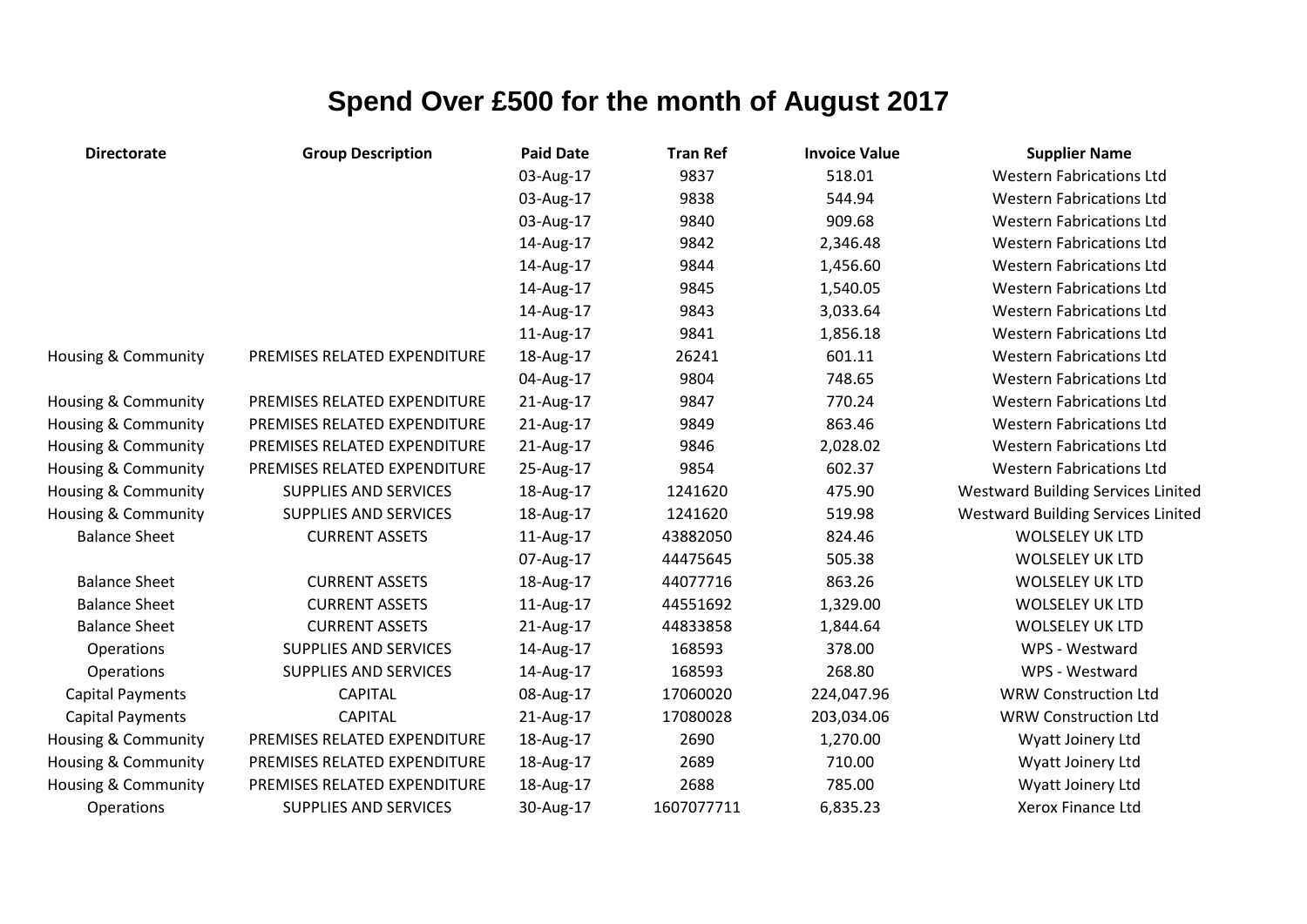# Spend Over £500 for the month of August 2017

| Directorate | Group Description | Paid Date | Tran Ref | Invoice Value | Supplier Name |
|---|---|---|---|---|---|
| | | 03-Aug-17 | 9837 | 518.01 | Western Fabrications Ltd |
| | | 03-Aug-17 | 9838 | 544.94 | Western Fabrications Ltd |
| | | 03-Aug-17 | 9840 | 909.68 | Western Fabrications Ltd |
| | | 14-Aug-17 | 9842 | 2,346.48 | Western Fabrications Ltd |
| | | 14-Aug-17 | 9844 | 1,456.60 | Western Fabrications Ltd |
| | | 14-Aug-17 | 9845 | 1,540.05 | Western Fabrications Ltd |
| | | 14-Aug-17 | 9843 | 3,033.64 | Western Fabrications Ltd |
| | | 11-Aug-17 | 9841 | 1,856.18 | Western Fabrications Ltd |
| Housing & Community | PREMISES RELATED EXPENDITURE | 18-Aug-17 | 26241 | 601.11 | Western Fabrications Ltd |
| | | 04-Aug-17 | 9804 | 748.65 | Western Fabrications Ltd |
| Housing & Community | PREMISES RELATED EXPENDITURE | 21-Aug-17 | 9847 | 770.24 | Western Fabrications Ltd |
| Housing & Community | PREMISES RELATED EXPENDITURE | 21-Aug-17 | 9849 | 863.46 | Western Fabrications Ltd |
| Housing & Community | PREMISES RELATED EXPENDITURE | 21-Aug-17 | 9846 | 2,028.02 | Western Fabrications Ltd |
| Housing & Community | PREMISES RELATED EXPENDITURE | 25-Aug-17 | 9854 | 602.37 | Western Fabrications Ltd |
| Housing & Community | SUPPLIES AND SERVICES | 18-Aug-17 | 1241620 | 475.90 | Westward Building Services Limited |
| Housing & Community | SUPPLIES AND SERVICES | 18-Aug-17 | 1241620 | 519.98 | Westward Building Services Limited |
| Balance Sheet | CURRENT ASSETS | 11-Aug-17 | 43882050 | 824.46 | WOLSELEY UK LTD |
| | | 07-Aug-17 | 44475645 | 505.38 | WOLSELEY UK LTD |
| Balance Sheet | CURRENT ASSETS | 18-Aug-17 | 44077716 | 863.26 | WOLSELEY UK LTD |
| Balance Sheet | CURRENT ASSETS | 11-Aug-17 | 44551692 | 1,329.00 | WOLSELEY UK LTD |
| Balance Sheet | CURRENT ASSETS | 21-Aug-17 | 44833858 | 1,844.64 | WOLSELEY UK LTD |
| Operations | SUPPLIES AND SERVICES | 14-Aug-17 | 168593 | 378.00 | WPS - Westward |
| Operations | SUPPLIES AND SERVICES | 14-Aug-17 | 168593 | 268.80 | WPS - Westward |
| Capital Payments | CAPITAL | 08-Aug-17 | 17060020 | 224,047.96 | WRW Construction Ltd |
| Capital Payments | CAPITAL | 21-Aug-17 | 17080028 | 203,034.06 | WRW Construction Ltd |
| Housing & Community | PREMISES RELATED EXPENDITURE | 18-Aug-17 | 2690 | 1,270.00 | Wyatt Joinery Ltd |
| Housing & Community | PREMISES RELATED EXPENDITURE | 18-Aug-17 | 2689 | 710.00 | Wyatt Joinery Ltd |
| Housing & Community | PREMISES RELATED EXPENDITURE | 18-Aug-17 | 2688 | 785.00 | Wyatt Joinery Ltd |
| Operations | SUPPLIES AND SERVICES | 30-Aug-17 | 1607077711 | 6,835.23 | Xerox Finance Ltd |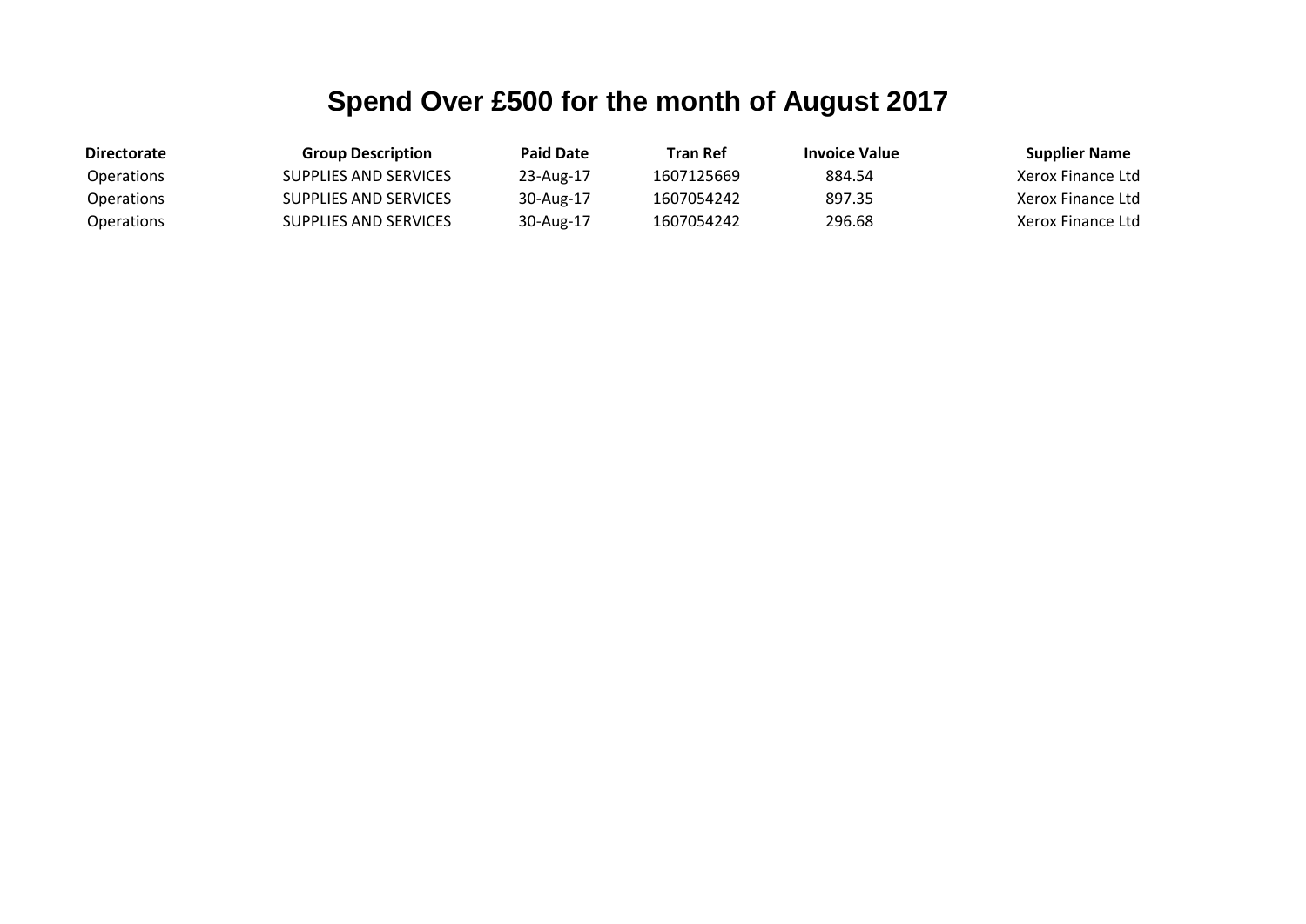# Spend Over £500 for the month of August 2017

| Directorate | Group Description | Paid Date | Tran Ref | Invoice Value | Supplier Name |
|---|---|---|---|---|---|
| Operations | SUPPLIES AND SERVICES | 23-Aug-17 | 1607125669 | 884.54 | Xerox Finance Ltd |
| Operations | SUPPLIES AND SERVICES | 30-Aug-17 | 1607054242 | 897.35 | Xerox Finance Ltd |
| Operations | SUPPLIES AND SERVICES | 30-Aug-17 | 1607054242 | 296.68 | Xerox Finance Ltd |